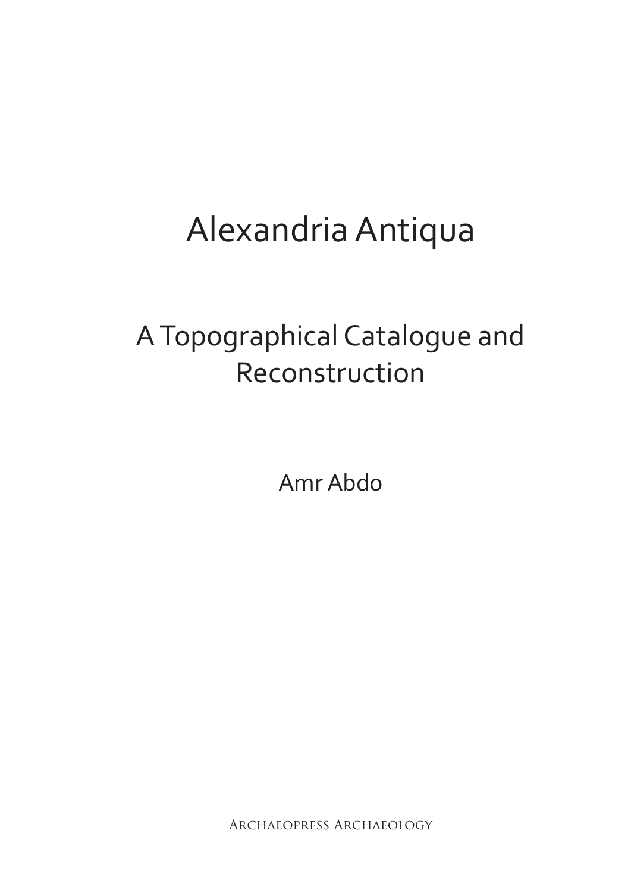# Alexandria Antiqua

## A Topographical Catalogue and Reconstruction

Amr Abdo

Archaeopress Archaeology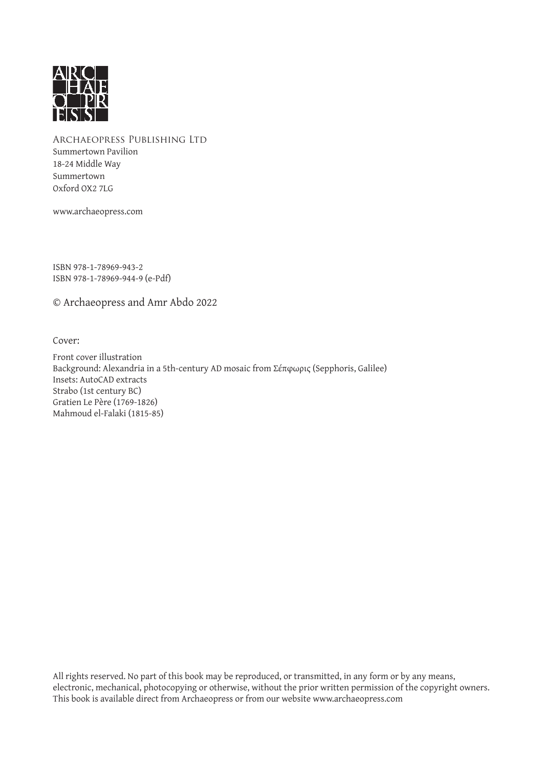ARC
HAE
O PR
ESS

Archaeopress Publishing Ltd
Summertown Pavilion
18-24 Middle Way
Summertown
Oxford OX2 7LG

www.archaeopress.com

ISBN 978-1-78969-943-2
ISBN 978-1-78969-944-9 (e-Pdf)

© Archaeopress and Amr Abdo 2022

Cover:

Front cover illustration
Background: Alexandria in a 5th-century AD mosaic from Σέπφωρις (Sepphoris, Galilee)
Insets: AutoCAD extracts
Strabo (1st century BC)
Gratien Le Père (1769-1826)
Mahmoud el-Falaki (1815-85)

All rights reserved. No part of this book may be reproduced, or transmitted, in any form or by any means, electronic, mechanical, photocopying or otherwise, without the prior written permission of the copyright owners.
This book is available direct from Archaeopress or from our website www.archaeopress.com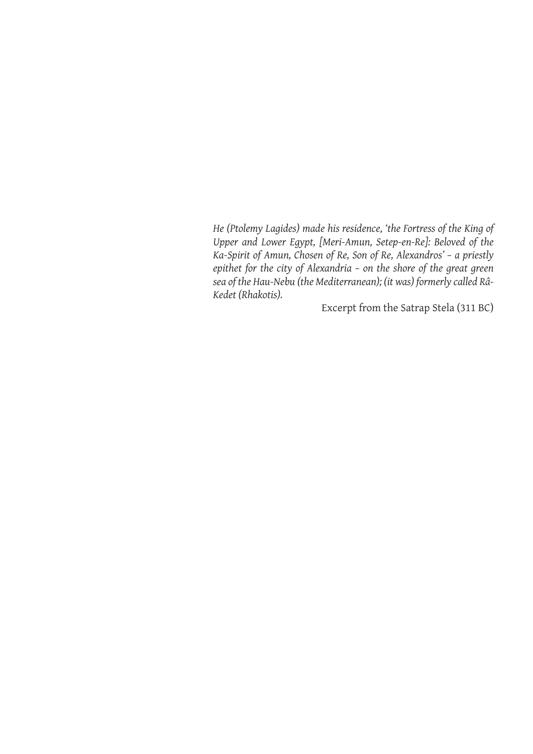*He (Ptolemy Lagides) made his residence, 'the Fortress of the King of Upper and Lower Egypt, [Meri-Amun, Setep-en-Re]: Beloved of the Ka-Spirit of Amun, Chosen of Re, Son of Re, Alexandros' – a priestly epithet for the city of Alexandria – on the shore of the great green sea of the Hau-Nebu (the Mediterranean); (it was) formerly called Râ-Kedet (Rhakotis).*

Excerpt from the Satrap Stela (311 BC)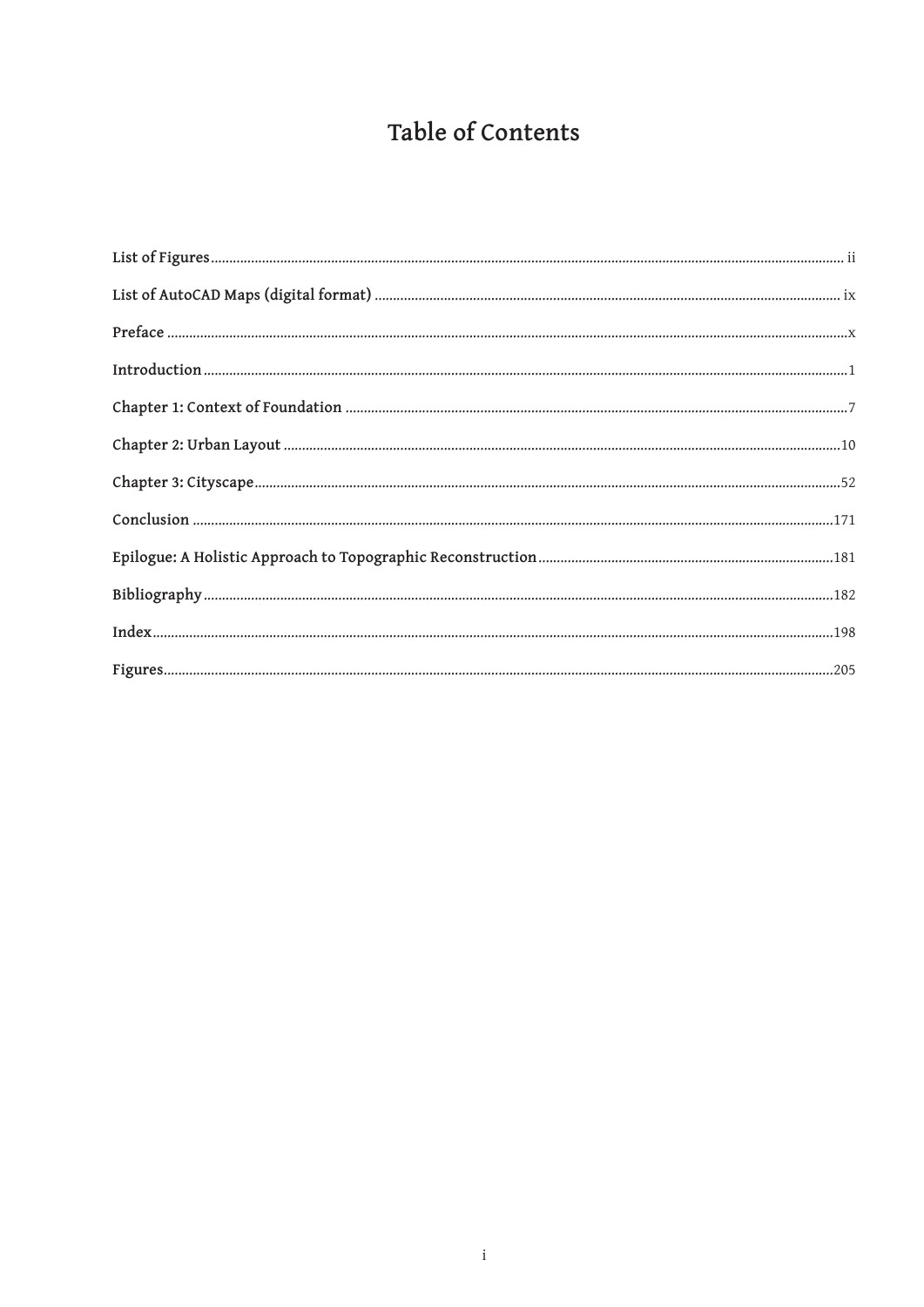# Table of Contents

| | |
|---|---|
| List of Figures | ii |
| List of AutoCAD Maps (digital format) | ix |
| Preface | x |
| Introduction | 1 |
| Chapter 1: Context of Foundation | 7 |
| Chapter 2: Urban Layout | 10 |
| Chapter 3: Cityscape | 52 |
| Conclusion | 171 |
| Epilogue: A Holistic Approach to Topographic Reconstruction | 181 |
| Bibliography | 182 |
| Index | 198 |
| Figures | 205 |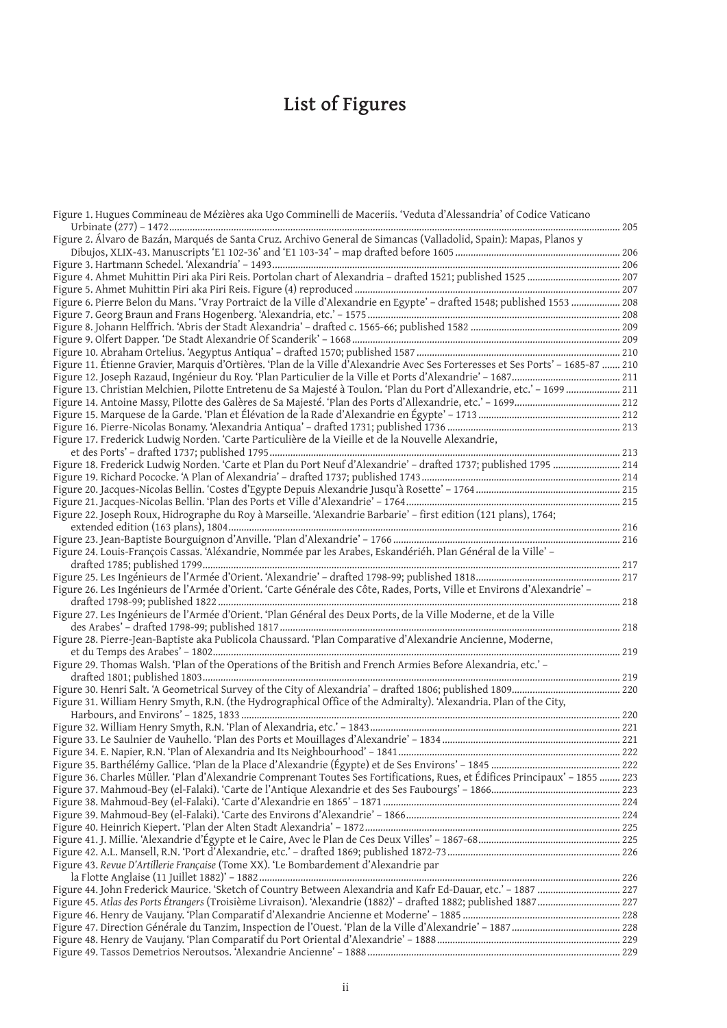# List of Figures

Figure 1. Hugues Commineau de Mézières aka Ugo Comminelli de Maceriis. 'Veduta d'Alessandria' of Codice Vaticano Urbinate (277) – 1472 .......... 205

Figure 2. Álvaro de Bazán, Marqués de Santa Cruz. Archivo General de Simancas (Valladolid, Spain): Mapas, Planos y Dibujos, XLIX-43. Manuscripts 'E1 102-36' and 'E1 103-34' – map drafted before 1605 .......... 206

Figure 3. Hartmann Schedel. 'Alexandria' – 1493 .......... 206

Figure 4. Ahmet Muhittin Piri aka Piri Reis. Portolan chart of Alexandria – drafted 1521; published 1525 .......... 207

Figure 5. Ahmet Muhittin Piri aka Piri Reis. Figure (4) reproduced .......... 207

Figure 6. Pierre Belon du Mans. 'Vray Portraict de la Ville d'Alexandrie en Egypte' – drafted 1548; published 1553 .......... 208

Figure 7. Georg Braun and Frans Hogenberg. 'Alexandria, etc.' – 1575 .......... 208

Figure 8. Johann Helffrich. 'Abris der Stadt Alexandria' – drafted c. 1565-66; published 1582 .......... 209

Figure 9. Olfert Dapper. 'De Stadt Alexandrie Of Scanderik' – 1668 .......... 209

Figure 10. Abraham Ortelius. 'Aegyptus Antiqua' – drafted 1570; published 1587 .......... 210

Figure 11. Étienne Gravier, Marquis d'Ortières. 'Plan de la Ville d'Alexandrie Avec Ses Forteresses et Ses Ports' – 1685-87 .......... 210

Figure 12. Joseph Razaud, Ingénieur du Roy. 'Plan Particulier de la Ville et Ports d'Alexandrie' – 1687 .......... 211

Figure 13. Christian Melchien, Pilotte Entretenu de Sa Majesté à Toulon. 'Plan du Port d'Allexandrie, etc.' – 1699 .......... 211

Figure 14. Antoine Massy, Pilotte des Galères de Sa Majesté. 'Plan des Ports d'Allexandrie, etc.' – 1699 .......... 212

Figure 15. Marquese de la Garde. 'Plan et Élévation de la Rade d'Alexandrie en Égypte' – 1713 .......... 212

Figure 16. Pierre-Nicolas Bonamy. 'Alexandria Antiqua' – drafted 1731; published 1736 .......... 213

Figure 17. Frederick Ludwig Norden. 'Carte Particulière de la Vieille et de la Nouvelle Alexandrie, et des Ports' – drafted 1737; published 1795 .......... 213

Figure 18. Frederick Ludwig Norden. 'Carte et Plan du Port Neuf d'Alexandrie' – drafted 1737; published 1795 .......... 214

Figure 19. Richard Pococke. 'A Plan of Alexandria' – drafted 1737; published 1743 .......... 214

Figure 20. Jacques-Nicolas Bellin. 'Costes d'Egypte Depuis Alexandrie Jusqu'à Rosette' – 1764 .......... 215

Figure 21. Jacques-Nicolas Bellin. 'Plan des Ports et Ville d'Alexandrie' – 1764 .......... 215

Figure 22. Joseph Roux, Hidrographe du Roy à Marseille. 'Alexandrie Barbarie' – first edition (121 plans), 1764; extended edition (163 plans), 1804 .......... 216

Figure 23. Jean-Baptiste Bourguignon d'Anville. 'Plan d'Alexandrie' – 1766 .......... 216

Figure 24. Louis-François Cassas. 'Aléxandrie, Nommée par les Arabes, Eskandériéh. Plan Général de la Ville' – drafted 1785; published 1799 .......... 217

Figure 25. Les Ingénieurs de l'Armée d'Orient. 'Alexandrie' – drafted 1798-99; published 1818 .......... 217

Figure 26. Les Ingénieurs de l'Armée d'Orient. 'Carte Générale des Côte, Rades, Ports, Ville et Environs d'Alexandrie' – drafted 1798-99; published 1822 .......... 218

Figure 27. Les Ingénieurs de l'Armée d'Orient. 'Plan Général des Deux Ports, de la Ville Moderne, et de la Ville des Arabes' – drafted 1798-99; published 1817 .......... 218

Figure 28. Pierre-Jean-Baptiste aka Publicola Chaussard. 'Plan Comparative d'Alexandrie Ancienne, Moderne, et du Temps des Arabes' – 1802 .......... 219

Figure 29. Thomas Walsh. 'Plan of the Operations of the British and French Armies Before Alexandria, etc.' – drafted 1801; published 1803 .......... 219

Figure 30. Henri Salt. 'A Geometrical Survey of the City of Alexandria' – drafted 1806; published 1809 .......... 220

Figure 31. William Henry Smyth, R.N. (the Hydrographical Office of the Admiralty). 'Alexandria. Plan of the City, Harbours, and Environs' – 1825, 1833 .......... 220

Figure 32. William Henry Smyth, R.N. 'Plan of Alexandria, etc.' – 1843 .......... 221

Figure 33. Le Saulnier de Vauhello. 'Plan des Ports et Mouillages d'Alexandrie' – 1834 .......... 221

Figure 34. E. Napier, R.N. 'Plan of Alexandria and Its Neighbourhood' – 1841 .......... 222

Figure 35. Barthélémy Gallice. 'Plan de la Place d'Alexandrie (Égypte) et de Ses Environs' – 1845 .......... 222

Figure 36. Charles Müller. 'Plan d'Alexandrie Comprenant Toutes Ses Fortifications, Rues, et Édifices Principaux' – 1855 .......... 223

Figure 37. Mahmoud-Bey (el-Falaki). 'Carte de l'Antique Alexandrie et des Ses Faubourgs' – 1866 .......... 223

Figure 38. Mahmoud-Bey (el-Falaki). 'Carte d'Alexandrie en 1865' – 1871 .......... 224

Figure 39. Mahmoud-Bey (el-Falaki). 'Carte des Environs d'Alexandrie' – 1866 .......... 224

Figure 40. Heinrich Kiepert. 'Plan der Alten Stadt Alexandria' – 1872 .......... 225

Figure 41. J. Millie. 'Alexandrie d'Égypte et le Caire, Avec le Plan de Ces Deux Villes' – 1867-68 .......... 225

Figure 42. A.L. Mansell, R.N. 'Port d'Alexandrie, etc.' – drafted 1869; published 1872-73 .......... 226

Figure 43. *Revue D'Artillerie Française* (Tome XX). 'Le Bombardement d'Alexandrie par la Flotte Anglaise (11 Juillet 1882)' – 1882 .......... 226

Figure 44. John Frederick Maurice. 'Sketch of Country Between Alexandria and Kafr Ed-Dauar, etc.' – 1887 .......... 227

Figure 45. *Atlas des Ports Étrangers* (Troisième Livraison). 'Alexandrie (1882)' – drafted 1882; published 1887 .......... 227

Figure 46. Henry de Vaujany. 'Plan Comparatif d'Alexandrie Ancienne et Moderne' – 1885 .......... 228

Figure 47. Direction Générale du Tanzim, Inspection de l'Ouest. 'Plan de la Ville d'Alexandrie' – 1887 .......... 228

Figure 48. Henry de Vaujany. 'Plan Comparatif du Port Oriental d'Alexandrie' – 1888 .......... 229

Figure 49. Tassos Demetrios Neroutsos. 'Alexandrie Ancienne' – 1888 .......... 229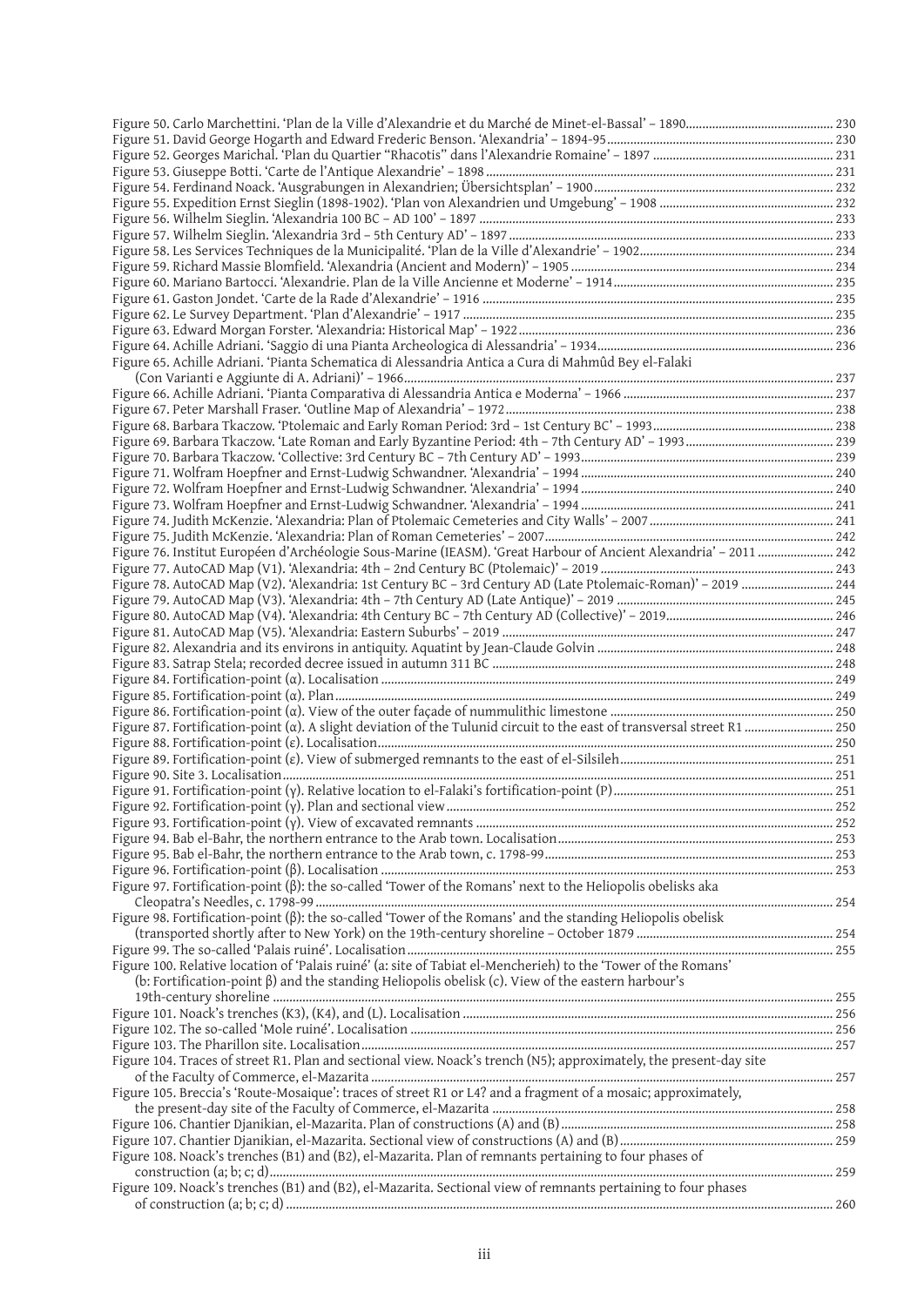Figure 50. Carlo Marchettini. 'Plan de la Ville d'Alexandrie et du Marché de Minet-el-Bassal' – 1890 ............ 230
Figure 51. David George Hogarth and Edward Frederic Benson. 'Alexandria' – 1894-95 ............ 230
Figure 52. Georges Marichal. 'Plan du Quartier "Rhacotis" dans l'Alexandrie Romaine' – 1897 ............ 231
Figure 53. Giuseppe Botti. 'Carte de l'Antique Alexandrie' – 1898 ............ 231
Figure 54. Ferdinand Noack. 'Ausgrabungen in Alexandrien; Übersichtsplan' – 1900 ............ 232
Figure 55. Expedition Ernst Sieglin (1898-1902). 'Plan von Alexandrien und Umgebung' – 1908 ............ 232
Figure 56. Wilhelm Sieglin. 'Alexandria 100 BC – AD 100' – 1897 ............ 233
Figure 57. Wilhelm Sieglin. 'Alexandria 3rd – 5th Century AD' – 1897 ............ 233
Figure 58. Les Services Techniques de la Municipalité. 'Plan de la Ville d'Alexandrie' – 1902 ............ 234
Figure 59. Richard Massie Blomfield. 'Alexandria (Ancient and Modern)' – 1905 ............ 234
Figure 60. Mariano Bartocci. 'Alexandrie. Plan de la Ville Ancienne et Moderne' – 1914 ............ 235
Figure 61. Gaston Jondet. 'Carte de la Rade d'Alexandrie' – 1916 ............ 235
Figure 62. Le Survey Department. 'Plan d'Alexandrie' – 1917 ............ 235
Figure 63. Edward Morgan Forster. 'Alexandria: Historical Map' – 1922 ............ 236
Figure 64. Achille Adriani. 'Saggio di una Pianta Archeologica di Alessandria' – 1934 ............ 236
Figure 65. Achille Adriani. 'Pianta Schematica di Alessandria Antica a Cura di Mahmûd Bey el-Falaki (Con Varianti e Aggiunte di A. Adriani)' – 1966 ............ 237
Figure 66. Achille Adriani. 'Pianta Comparativa di Alessandria Antica e Moderna' – 1966 ............ 237
Figure 67. Peter Marshall Fraser. 'Outline Map of Alexandria' – 1972 ............ 238
Figure 68. Barbara Tkaczow. 'Ptolemaic and Early Roman Period: 3rd – 1st Century BC' – 1993 ............ 238
Figure 69. Barbara Tkaczow. 'Late Roman and Early Byzantine Period: 4th – 7th Century AD' – 1993 ............ 239
Figure 70. Barbara Tkaczow. 'Collective: 3rd Century BC – 7th Century AD' – 1993 ............ 239
Figure 71. Wolfram Hoepfner and Ernst-Ludwig Schwandner. 'Alexandria' – 1994 ............ 240
Figure 72. Wolfram Hoepfner and Ernst-Ludwig Schwandner. 'Alexandria' – 1994 ............ 240
Figure 73. Wolfram Hoepfner and Ernst-Ludwig Schwandner. 'Alexandria' – 1994 ............ 241
Figure 74. Judith McKenzie. 'Alexandria: Plan of Ptolemaic Cemeteries and City Walls' – 2007 ............ 241
Figure 75. Judith McKenzie. 'Alexandria: Plan of Roman Cemeteries' – 2007 ............ 242
Figure 76. Institut Européen d'Archéologie Sous-Marine (IEASM). 'Great Harbour of Ancient Alexandria' – 2011 ............ 242
Figure 77. AutoCAD Map (V1). 'Alexandria: 4th – 2nd Century BC (Ptolemaic)' – 2019 ............ 243
Figure 78. AutoCAD Map (V2). 'Alexandria: 1st Century BC – 3rd Century AD (Late Ptolemaic-Roman)' – 2019 ............ 244
Figure 79. AutoCAD Map (V3). 'Alexandria: 4th – 7th Century AD (Late Antique)' – 2019 ............ 245
Figure 80. AutoCAD Map (V4). 'Alexandria: 4th Century BC – 7th Century AD (Collective)' – 2019 ............ 246
Figure 81. AutoCAD Map (V5). 'Alexandria: Eastern Suburbs' – 2019 ............ 247
Figure 82. Alexandria and its environs in antiquity. Aquatint by Jean-Claude Golvin ............ 248
Figure 83. Satrap Stela; recorded decree issued in autumn 311 BC ............ 248
Figure 84. Fortification-point (α). Localisation ............ 249
Figure 85. Fortification-point (α). Plan ............ 249
Figure 86. Fortification-point (α). View of the outer façade of nummulithic limestone ............ 250
Figure 87. Fortification-point (α). A slight deviation of the Tulunid circuit to the east of transversal street R1 ............ 250
Figure 88. Fortification-point (ε). Localisation ............ 250
Figure 89. Fortification-point (ε). View of submerged remnants to the east of el-Silsileh ............ 251
Figure 90. Site 3. Localisation ............ 251
Figure 91. Fortification-point (γ). Relative location to el-Falaki's fortification-point (P) ............ 251
Figure 92. Fortification-point (γ). Plan and sectional view ............ 252
Figure 93. Fortification-point (γ). View of excavated remnants ............ 252
Figure 94. Bab el-Bahr, the northern entrance to the Arab town. Localisation ............ 253
Figure 95. Bab el-Bahr, the northern entrance to the Arab town, c. 1798-99 ............ 253
Figure 96. Fortification-point (β). Localisation ............ 253
Figure 97. Fortification-point (β): the so-called 'Tower of the Romans' next to the Heliopolis obelisks aka Cleopatra's Needles, c. 1798-99 ............ 254
Figure 98. Fortification-point (β): the so-called 'Tower of the Romans' and the standing Heliopolis obelisk (transported shortly after to New York) on the 19th-century shoreline – October 1879 ............ 254
Figure 99. The so-called 'Palais ruiné'. Localisation ............ 255
Figure 100. Relative location of 'Palais ruiné' (a: site of Tabiat el-Mencherieh) to the 'Tower of the Romans' (b: Fortification-point β) and the standing Heliopolis obelisk (c). View of the eastern harbour's 19th-century shoreline ............ 255
Figure 101. Noack's trenches (K3), (K4), and (L). Localisation ............ 256
Figure 102. The so-called 'Mole ruiné'. Localisation ............ 256
Figure 103. The Pharillon site. Localisation ............ 257
Figure 104. Traces of street R1. Plan and sectional view. Noack's trench (N5); approximately, the present-day site of the Faculty of Commerce, el-Mazarita ............ 257
Figure 105. Breccia's 'Route-Mosaique': traces of street R1 or L4? and a fragment of a mosaic; approximately, the present-day site of the Faculty of Commerce, el-Mazarita ............ 258
Figure 106. Chantier Djanikian, el-Mazarita. Plan of constructions (A) and (B) ............ 258
Figure 107. Chantier Djanikian, el-Mazarita. Sectional view of constructions (A) and (B) ............ 259
Figure 108. Noack's trenches (B1) and (B2), el-Mazarita. Plan of remnants pertaining to four phases of construction (a; b; c; d) ............ 259
Figure 109. Noack's trenches (B1) and (B2), el-Mazarita. Sectional view of remnants pertaining to four phases of construction (a; b; c; d) ............ 260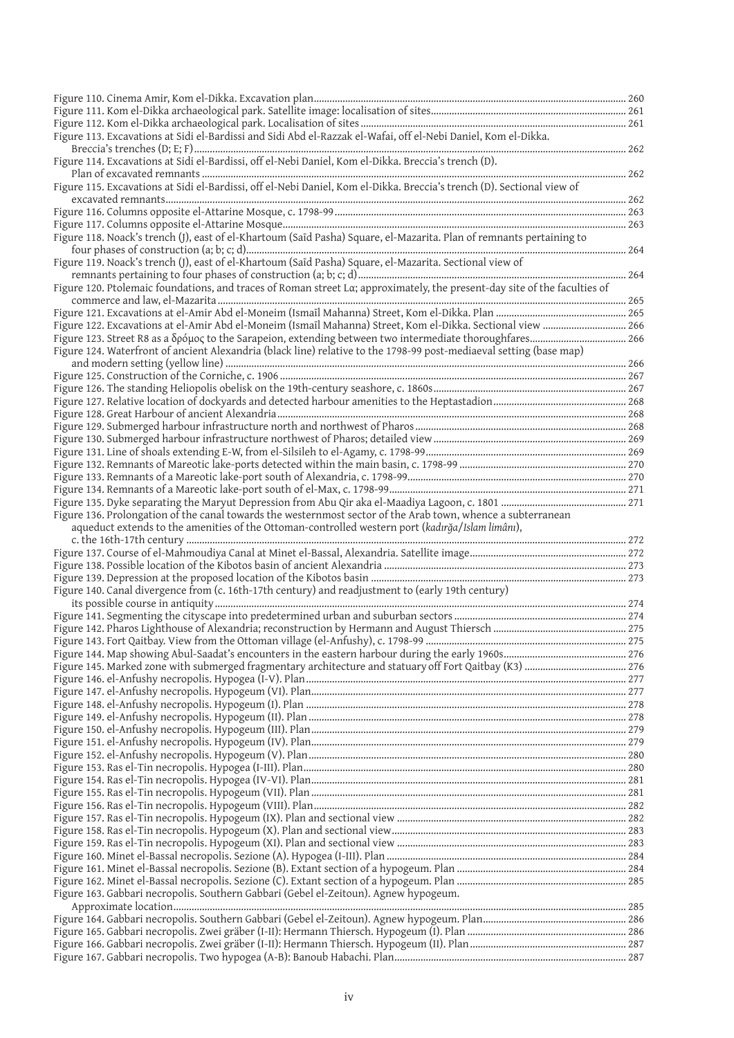Figure 110. Cinema Amir, Kom el-Dikka. Excavation plan ........ 260
Figure 111. Kom el-Dikka archaeological park. Satellite image: localisation of sites ........ 261
Figure 112. Kom el-Dikka archaeological park. Localisation of sites ........ 261
Figure 113. Excavations at Sidi el-Bardissi and Sidi Abd el-Razzak el-Wafai, off el-Nebi Daniel, Kom el-Dikka. Breccia's trenches (D; E; F) ........ 262
Figure 114. Excavations at Sidi el-Bardissi, off el-Nebi Daniel, Kom el-Dikka. Breccia's trench (D). Plan of excavated remnants ........ 262
Figure 115. Excavations at Sidi el-Bardissi, off el-Nebi Daniel, Kom el-Dikka. Breccia's trench (D). Sectional view of excavated remnants ........ 262
Figure 116. Columns opposite el-Attarine Mosque, c. 1798-99 ........ 263
Figure 117. Columns opposite el-Attarine Mosque ........ 263
Figure 118. Noack's trench (J), east of el-Khartoum (Saïd Pasha) Square, el-Mazarita. Plan of remnants pertaining to four phases of construction (a; b; c; d) ........ 264
Figure 119. Noack's trench (J), east of el-Khartoum (Saïd Pasha) Square, el-Mazarita. Sectional view of remnants pertaining to four phases of construction (a; b; c; d) ........ 264
Figure 120. Ptolemaic foundations, and traces of Roman street Lα; approximately, the present-day site of the faculties of commerce and law, el-Mazarita ........ 265
Figure 121. Excavations at el-Amir Abd el-Moneim (Ismaïl Mahanna) Street, Kom el-Dikka. Plan ........ 265
Figure 122. Excavations at el-Amir Abd el-Moneim (Ismaïl Mahanna) Street, Kom el-Dikka. Sectional view ........ 266
Figure 123. Street R8 as a δρόμος to the Sarapeion, extending between two intermediate thoroughfares ........ 266
Figure 124. Waterfront of ancient Alexandria (black line) relative to the 1798-99 post-mediaeval setting (base map) and modern setting (yellow line) ........ 266
Figure 125. Construction of the Corniche, c. 1906 ........ 267
Figure 126. The standing Heliopolis obelisk on the 19th-century seashore, c. 1860s ........ 267
Figure 127. Relative location of dockyards and detected harbour amenities to the Heptastadion ........ 268
Figure 128. Great Harbour of ancient Alexandria ........ 268
Figure 129. Submerged harbour infrastructure north and northwest of Pharos ........ 268
Figure 130. Submerged harbour infrastructure northwest of Pharos; detailed view ........ 269
Figure 131. Line of shoals extending E-W, from el-Silsileh to el-Agamy, c. 1798-99 ........ 269
Figure 132. Remnants of Mareotic lake-ports detected within the main basin, c. 1798-99 ........ 270
Figure 133. Remnants of a Mareotic lake-port south of Alexandria, c. 1798-99 ........ 270
Figure 134. Remnants of a Mareotic lake-port south of el-Max, c. 1798-99 ........ 271
Figure 135. Dyke separating the Maryut Depression from Abu Qir aka el-Maadiya Lagoon, c. 1801 ........ 271
Figure 136. Prolongation of the canal towards the westernmost sector of the Arab town, whence a subterranean aqueduct extends to the amenities of the Ottoman-controlled western port (*kadırğa*/*Islam limânı*), c. the 16th-17th century ........ 272
Figure 137. Course of el-Mahmoudiya Canal at Minet el-Bassal, Alexandria. Satellite image ........ 272
Figure 138. Possible location of the Kibotos basin of ancient Alexandria ........ 273
Figure 139. Depression at the proposed location of the Kibotos basin ........ 273
Figure 140. Canal divergence from (c. 16th-17th century) and readjustment to (early 19th century) its possible course in antiquity ........ 274
Figure 141. Segmenting the cityscape into predetermined urban and suburban sectors ........ 274
Figure 142. Pharos Lighthouse of Alexandria; reconstruction by Hermann and August Thiersch ........ 275
Figure 143. Fort Qaitbay. View from the Ottoman village (el-Anfushy), c. 1798-99 ........ 275
Figure 144. Map showing Abul-Saadat's encounters in the eastern harbour during the early 1960s ........ 276
Figure 145. Marked zone with submerged fragmentary architecture and statuary off Fort Qaitbay (K3) ........ 276
Figure 146. el-Anfushy necropolis. Hypogea (I-V). Plan ........ 277
Figure 147. el-Anfushy necropolis. Hypogea (VI). Plan ........ 277
Figure 148. el-Anfushy necropolis. Hypogeum (I). Plan ........ 278
Figure 149. el-Anfushy necropolis. Hypogeum (II). Plan ........ 278
Figure 150. el-Anfushy necropolis. Hypogeum (III). Plan ........ 279
Figure 151. el-Anfushy necropolis. Hypogeum (IV). Plan ........ 279
Figure 152. el-Anfushy necropolis. Hypogeum (V). Plan ........ 280
Figure 153. Ras el-Tin necropolis. Hypogea (I-III). Plan ........ 280
Figure 154. Ras el-Tin necropolis. Hypogea (IV-VI). Plan ........ 281
Figure 155. Ras el-Tin necropolis. Hypogeum (VII). Plan ........ 281
Figure 156. Ras el-Tin necropolis. Hypogeum (VIII). Plan ........ 282
Figure 157. Ras el-Tin necropolis. Hypogeum (IX). Plan and sectional view ........ 282
Figure 158. Ras el-Tin necropolis. Hypogeum (X). Plan and sectional view ........ 283
Figure 159. Ras el-Tin necropolis. Hypogeum (XI). Plan and sectional view ........ 283
Figure 160. Minet el-Bassal necropolis. Sezione (A). Hypogea (I-III). Plan ........ 284
Figure 161. Minet el-Bassal necropolis. Sezione (B). Extant section of a hypogeum. Plan ........ 284
Figure 162. Minet el-Bassal necropolis. Sezione (C). Extant section of a hypogeum. Plan ........ 285
Figure 163. Gabbari necropolis. Southern Gabbari (Gebel el-Zeitoun). Agnew hypogeum. Approximate location ........ 285
Figure 164. Gabbari necropolis. Southern Gabbari (Gebel el-Zeitoun). Agnew hypogeum. Plan ........ 286
Figure 165. Gabbari necropolis. Zwei gräber (I-II): Hermann Thiersch. Hypogeum (I). Plan ........ 286
Figure 166. Gabbari necropolis. Zwei gräber (I-II): Hermann Thiersch. Hypogeum (II). Plan ........ 287
Figure 167. Gabbari necropolis. Two hypogea (A-B): Banoub Habachi. Plan ........ 287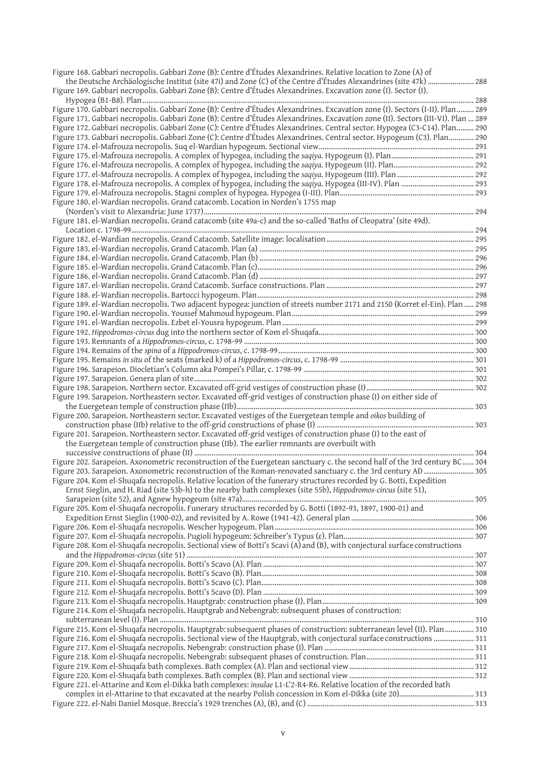Figure 168. Gabbari necropolis. Gabbari Zone (B): Centre d'Études Alexandrines. Relative location to Zone (A) of the Deutsche Archäologische Institut (site 47i) and Zone (C) of the Centre d'Études Alexandrines (site 47k) ........................ 288
Figure 169. Gabbari necropolis. Gabbari Zone (B): Centre d'Études Alexandrines. Excavation zone (I). Sector (I). Hypogea (B1-B8). Plan ........................ 288
Figure 170. Gabbari necropolis. Gabbari Zone (B): Centre d'Études Alexandrines. Excavation zone (I). Sectors (I-II). Plan ......... 289
Figure 171. Gabbari necropolis. Gabbari Zone (B): Centre d'Études Alexandrines. Excavation zone (II). Sectors (III-VI). Plan ... 289
Figure 172. Gabbari necropolis. Gabbari Zone (C): Centre d'Études Alexandrines. Central sector. Hypogea (C3-C14). Plan......... 290
Figure 173. Gabbari necropolis. Gabbari Zone (C): Centre d'Études Alexandrines. Central sector. Hypogeum (C3). Plan............. 290
Figure 174. el-Mafrouza necropolis. Suq el-Wardian hypogeum. Sectional view........................ 291
Figure 175. el-Mafrouza necropolis. A complex of hypogea, including the *saqiya*. Hypogeum (I). Plan........................ 291
Figure 176. el-Mafrouza necropolis. A complex of hypogea, including the *saqiya*. Hypogeum (II). Plan........................ 292
Figure 177. el-Mafrouza necropolis. A complex of hypogea, including the *saqiya*. Hypogeum (III). Plan ........................ 292
Figure 178. el-Mafrouza necropolis. A complex of hypogea, including the *saqiya*. Hypogea (III-IV). Plan ........................ 293
Figure 179. el-Mafrouza necropolis. Stagni complex of hypogea. Hypogea (I-III). Plan........................ 293
Figure 180. el-Wardian necropolis. Grand catacomb. Location in Norden's 1755 map (Norden's visit to Alexandria: June 1737)........................ 294
Figure 181. el-Wardian necropolis. Grand catacomb (site 49a-c) and the so-called 'Baths of Cleopatra' (site 49d). Location c. 1798-99........................ 294
Figure 182. el-Wardian necropolis. Grand Catacomb. Satellite image: localisation........................ 295
Figure 183. el-Wardian necropolis. Grand Catacomb. Plan (a) ........................ 295
Figure 184. el-Wardian necropolis. Grand Catacomb. Plan (b) ........................ 296
Figure 185. el-Wardian necropolis. Grand Catacomb. Plan (c)........................ 296
Figure 186. el-Wardian necropolis. Grand Catacomb. Plan (d) ........................ 297
Figure 187. el-Wardian necropolis. Grand Catacomb. Surface constructions. Plan ........................ 297
Figure 188. el-Wardian necropolis. Bartocci hypogeum. Plan........................ 298
Figure 189. el-Wardian necropolis. Two adjacent hypogea: junction of streets number 2171 and 2150 (Korret el-Ein). Plan ..... 298
Figure 190. el-Wardian necropolis. Youssef Mahmoud hypogeum. Plan........................ 299
Figure 191. el-Wardian necropolis. Ezbet el-Yousra hypogeum. Plan ........................ 299
Figure 192. *Hippodromos-circus* dug into the northern sector of Kom el-Shuqafa........................ 300
Figure 193. Remnants of a *Hippodromos-circus*, c. 1798-99 ........................ 300
Figure 194. Remains of the *spina* of a *Hippodromos-circus*, c. 1798-99........................ 300
Figure 195. Remains *in situ* of the seats (marked k) of a *Hippodromos-circus*, c. 1798-99 ........................ 301
Figure 196. Sarapeion. Diocletian's Column aka Pompei's Pillar, c. 1798-99 ........................ 301
Figure 197. Sarapeion. Genera plan of site........................ 302
Figure 198. Sarapeion. Northern sector. Excavated off-grid vestiges of construction phase (I)........................ 302
Figure 199. Sarapeion. Northeastern sector. Excavated off-grid vestiges of construction phase (I) on either side of the Euergetean temple of construction phase (IIb)........................ 303
Figure 200. Sarapeion. Northeastern sector. Excavated vestiges of the Euergetean temple and *oikos* building of construction phase (IIb) relative to the off-grid constructions of phase (I) ........................ 303
Figure 201. Sarapeion. Northeastern sector. Excavated off-grid vestiges of construction phase (I) to the east of the Euergetean temple of construction phase (IIb). The earlier remnants are overbuilt with successive constructions of phase (II) ........................ 304
Figure 202. Sarapeion. Axonometric reconstruction of the Euergetean sanctuary c. the second half of the 3rd century BC...... 304
Figure 203. Sarapeion. Axonometric reconstruction of the Roman-renovated sanctuary c. the 3rd century AD ........................ 305
Figure 204. Kom el-Shuqafa necropolis. Relative location of the funerary structures recorded by G. Botti, Expedition Ernst Sieglin, and H. Riad (site 53b-h) to the nearby bath complexes (site 55b), *Hippodromos-circus* (site 51), Sarapeion (site 52), and Agnew hypogeum (site 47a)........................ 305
Figure 205. Kom el-Shuqafa necropolis. Funerary structures recorded by G. Botti (1892-93, 1897, 1900-01) and Expedition Ernst Sieglin (1900-02), and revisited by A. Rowe (1941-42). General plan ........................ 306
Figure 206. Kom el-Shuqafa necropolis. Wescher hypogeum. Plan........................ 306
Figure 207. Kom el-Shuqafa necropolis. Pugioli hypogeum: Schreiber's Typus (ε). Plan........................ 307
Figure 208. Kom el-Shuqafa necropolis. Sectional view of Botti's Scavi (A) and (B), with conjectural surface constructions and the *Hippodromos-circus* (site 51) ........................ 307
Figure 209. Kom el-Shuqafa necropolis. Botti's Scavo (A). Plan ........................ 307
Figure 210. Kom el-Shuqafa necropolis. Botti's Scavo (B). Plan........................ 308
Figure 211. Kom el-Shuqafa necropolis. Botti's Scavo (C). Plan........................ 308
Figure 212. Kom el-Shuqafa necropolis. Botti's Scavo (D). Plan ........................ 309
Figure 213. Kom el-Shuqafa necropolis. Hauptgrab: construction phase (I). Plan........................ 309
Figure 214. Kom el-Shuqafa necropolis. Hauptgrab and Nebengrab: subsequent phases of construction: subterranean level (I). Plan ........................ 310
Figure 215. Kom el-Shuqafa necropolis. Hauptgrab: subsequent phases of construction: subterranean level (II). Plan ............... 310
Figure 216. Kom el-Shuqafa necropolis. Sectional view of the Hauptgrab, with conjectural surface constructions ..................... 311
Figure 217. Kom el-Shuqafa necropolis. Nebengrab: construction phase (I). Plan ........................ 311
Figure 218. Kom el-Shuqafa necropolis. Nebengrab: subsequent phases of construction. Plan........................ 311
Figure 219. Kom el-Shuqafa bath complexes. Bath complex (A). Plan and sectional view ........................ 312
Figure 220. Kom el-Shuqafa bath complexes. Bath complex (B). Plan and sectional view ........................ 312
Figure 221. el-Attarine and Kom el-Dikka bath complexes: *insulae* L1-L'2-R4-R6. Relative location of the recorded bath complex in el-Attarine to that excavated at the nearby Polish concession in Kom el-Dikka (site 20)........................ 313
Figure 222. el-Nabi Daniel Mosque. Breccia's 1929 trenches (A), (B), and (C) ........................ 313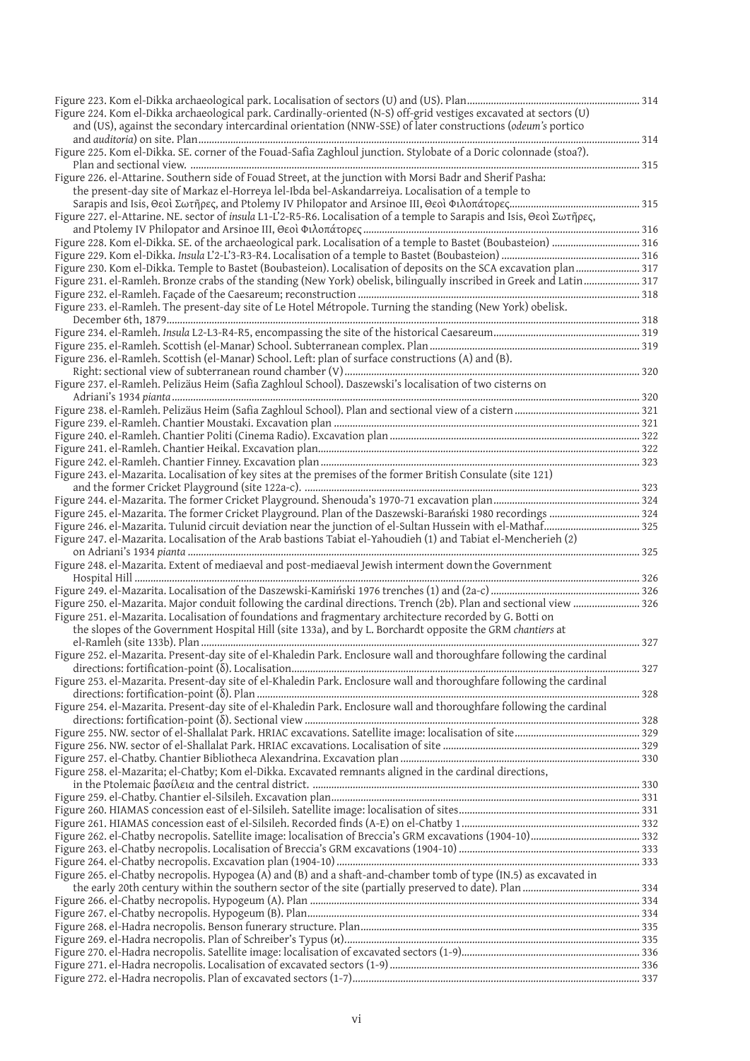Figure 223. Kom el-Dikka archaeological park. Localisation of sectors (U) and (US). Plan ..... 314

Figure 224. Kom el-Dikka archaeological park. Cardinally-oriented (N-S) off-grid vestiges excavated at sectors (U) and (US), against the secondary intercardinal orientation (NNW-SSE) of later constructions (*odeum's* portico and *auditoria*) on site. Plan ..... 314

Figure 225. Kom el-Dikka. SE. corner of the Fouad-Safia Zaghloul junction. Stylobate of a Doric colonnade (stoa?). Plan and sectional view. ..... 315

Figure 226. el-Attarine. Southern side of Fouad Street, at the junction with Morsi Badr and Sherif Pasha: the present-day site of Markaz el-Horreya lel-Ibda bel-Askandarreiya. Localisation of a temple to Sarapis and Isis, Θεοὶ Σωτῆρες, and Ptolemy IV Philopator and Arsinoe III, Θεοὶ Φιλοπάτορες ..... 315

Figure 227. el-Attarine. NE. sector of *insula* L1-L'2-R5-R6. Localisation of a temple to Sarapis and Isis, Θεοὶ Σωτῆρες, and Ptolemy IV Philopator and Arsinoe III, Θεοὶ Φιλοπάτορες ..... 316

Figure 228. Kom el-Dikka. SE. of the archaeological park. Localisation of a temple to Bastet (Boubasteion) ..... 316

Figure 229. Kom el-Dikka. *Insula* L'2-L'3-R3-R4. Localisation of a temple to Bastet (Boubasteion) ..... 316

Figure 230. Kom el-Dikka. Temple to Bastet (Boubasteion). Localisation of deposits on the SCA excavation plan ..... 317

Figure 231. el-Ramleh. Bronze crabs of the standing (New York) obelisk, bilingually inscribed in Greek and Latin ..... 317

Figure 232. el-Ramleh. Façade of the Caesareum; reconstruction ..... 318

Figure 233. el-Ramleh. The present-day site of Le Hotel Métropole. Turning the standing (New York) obelisk. December 6th, 1879 ..... 318

Figure 234. el-Ramleh. *Insula* L2-L3-R4-R5, encompassing the site of the historical Caesareum ..... 319

Figure 235. el-Ramleh. Scottish (el-Manar) School. Subterranean complex. Plan ..... 319

Figure 236. el-Ramleh. Scottish (el-Manar) School. Left: plan of surface constructions (A) and (B). Right: sectional view of subterranean round chamber (V) ..... 320

Figure 237. el-Ramleh. Pelizäus Heim (Safia Zaghloul School). Daszewski's localisation of two cisterns on Adriani's 1934 *pianta* ..... 320

Figure 238. el-Ramleh. Pelizäus Heim (Safia Zaghloul School). Plan and sectional view of a cistern ..... 321

Figure 239. el-Ramleh. Chantier Moustaki. Excavation plan ..... 321

Figure 240. el-Ramleh. Chantier Politi (Cinema Radio). Excavation plan ..... 322

Figure 241. el-Ramleh. Chantier Heikal. Excavation plan ..... 322

Figure 242. el-Ramleh. Chantier Finney. Excavation plan ..... 323

Figure 243. el-Mazarita. Localisation of key sites at the premises of the former British Consulate (site 121) and the former Cricket Playground (site 122a-c). ..... 323

Figure 244. el-Mazarita. The former Cricket Playground. Shenouda's 1970-71 excavation plan ..... 324

Figure 245. el-Mazarita. The former Cricket Playground. Plan of the Daszewski-Barański 1980 recordings ..... 324

Figure 246. el-Mazarita. Tulunid circuit deviation near the junction of el-Sultan Hussein with el-Mathaf ..... 325

Figure 247. el-Mazarita. Localisation of the Arab bastions Tabiat el-Yahoudieh (1) and Tabiat el-Mencherieh (2) on Adriani's 1934 *pianta* ..... 325

Figure 248. el-Mazarita. Extent of mediaeval and post-mediaeval Jewish interment down the Government Hospital Hill ..... 326

Figure 249. el-Mazarita. Localisation of the Daszewski-Kamiński 1976 trenches (1) and (2a-c) ..... 326

Figure 250. el-Mazarita. Major conduit following the cardinal directions. Trench (2b). Plan and sectional view ..... 326

Figure 251. el-Mazarita. Localisation of foundations and fragmentary architecture recorded by G. Botti on the slopes of the Government Hospital Hill (site 133a), and by L. Borchardt opposite the GRM *chantiers* at el-Ramleh (site 133b). Plan ..... 327

Figure 252. el-Mazarita. Present-day site of el-Khaledin Park. Enclosure wall and thoroughfare following the cardinal directions: fortification-point (δ). Localisation ..... 327

Figure 253. el-Mazarita. Present-day site of el-Khaledin Park. Enclosure wall and thoroughfare following the cardinal directions: fortification-point (δ). Plan ..... 328

Figure 254. el-Mazarita. Present-day site of el-Khaledin Park. Enclosure wall and thoroughfare following the cardinal directions: fortification-point (δ). Sectional view ..... 328

Figure 255. NW. sector of el-Shallalat Park. HRIAC excavations. Satellite image: localisation of site ..... 329

Figure 256. NW. sector of el-Shallalat Park. HRIAC excavations. Localisation of site ..... 329

Figure 257. el-Chatby. Chantier Bibliotheca Alexandrina. Excavation plan ..... 330

Figure 258. el-Mazarita; el-Chatby; Kom el-Dikka. Excavated remnants aligned in the cardinal directions, in the Ptolemaic βασίλεια and the central district. ..... 330

Figure 259. el-Chatby. Chantier el-Silsileh. Excavation plan ..... 331

Figure 260. HIAMAS concession east of el-Silsileh. Satellite image: localisation of sites ..... 331

Figure 261. HIAMAS concession east of el-Silsileh. Recorded finds (A-E) on el-Chatby 1 ..... 332

Figure 262. el-Chatby necropolis. Satellite image: localisation of Breccia's GRM excavations (1904-10) ..... 332

Figure 263. el-Chatby necropolis. Localisation of Breccia's GRM excavations (1904-10) ..... 333

Figure 264. el-Chatby necropolis. Excavation plan (1904-10) ..... 333

Figure 265. el-Chatby necropolis. Hypogea (A) and (B) and a shaft-and-chamber tomb of type (IN.5) as excavated in the early 20th century within the southern sector of the site (partially preserved to date). Plan ..... 334

Figure 266. el-Chatby necropolis. Hypogeum (A). Plan ..... 334

Figure 267. el-Chatby necropolis. Hypogeum (B). Plan ..... 334

Figure 268. el-Hadra necropolis. Benson funerary structure. Plan ..... 335

Figure 269. el-Hadra necropolis. Plan of Schreiber's Typus (κ) ..... 335

Figure 270. el-Hadra necropolis. Satellite image: localisation of excavated sectors (1-9) ..... 336

Figure 271. el-Hadra necropolis. Localisation of excavated sectors (1-9) ..... 336

Figure 272. el-Hadra necropolis. Plan of excavated sectors (1-7) ..... 337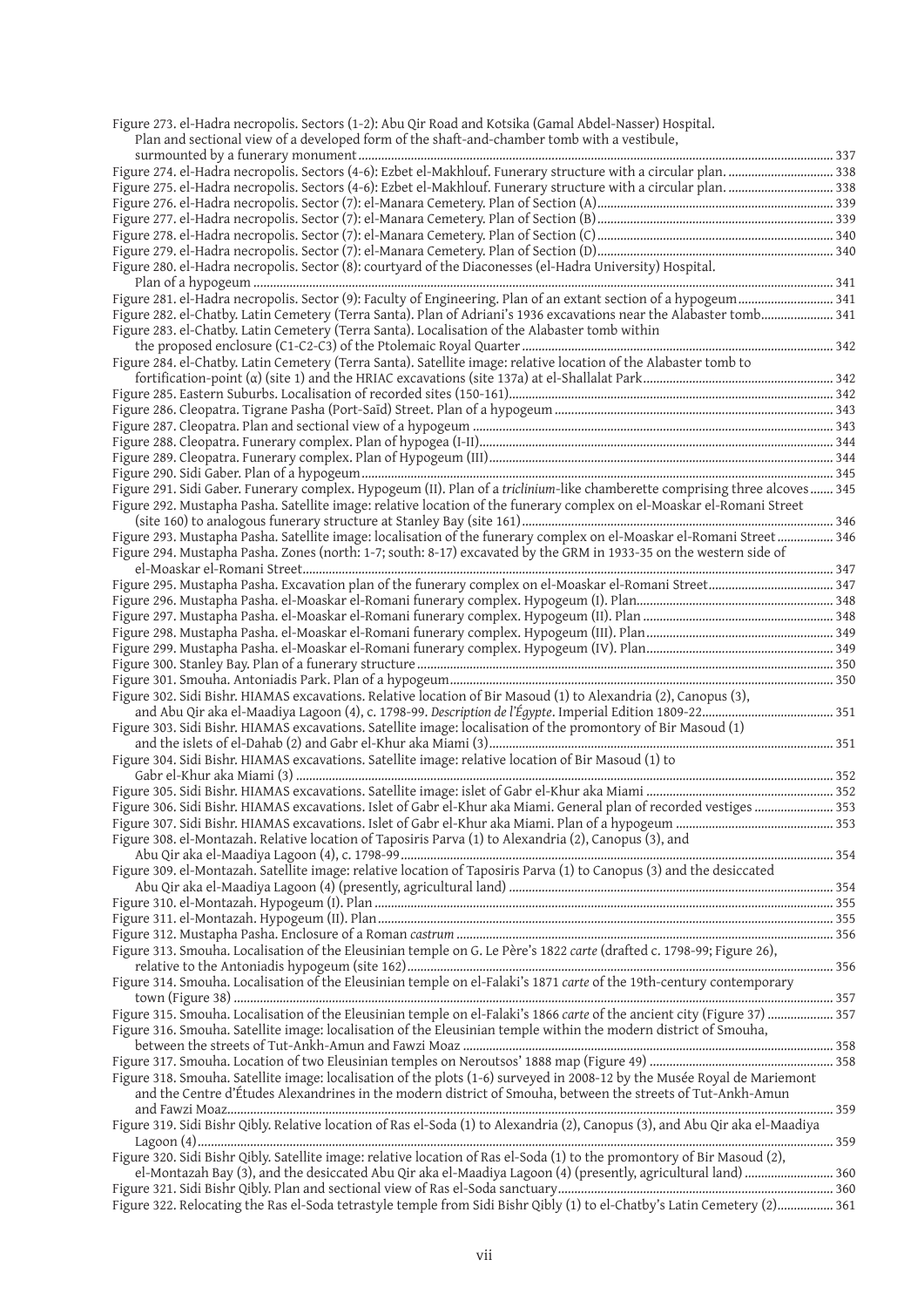Figure 273. el-Hadra necropolis. Sectors (1-2): Abu Qir Road and Kotsika (Gamal Abdel-Nasser) Hospital. Plan and sectional view of a developed form of the shaft-and-chamber tomb with a vestibule, surmounted by a funerary monument ............ 337
Figure 274. el-Hadra necropolis. Sectors (4-6): Ezbet el-Makhlouf. Funerary structure with a circular plan. ............ 338
Figure 275. el-Hadra necropolis. Sectors (4-6): Ezbet el-Makhlouf. Funerary structure with a circular plan. ............ 338
Figure 276. el-Hadra necropolis. Sector (7): el-Manara Cemetery. Plan of Section (A) ............ 339
Figure 277. el-Hadra necropolis. Sector (7): el-Manara Cemetery. Plan of Section (B) ............ 339
Figure 278. el-Hadra necropolis. Sector (7): el-Manara Cemetery. Plan of Section (C) ............ 340
Figure 279. el-Hadra necropolis. Sector (7): el-Manara Cemetery. Plan of Section (D) ............ 340
Figure 280. el-Hadra necropolis. Sector (8): courtyard of the Diaconesses (el-Hadra University) Hospital. Plan of a hypogeum ............ 341
Figure 281. el-Hadra necropolis. Sector (9): Faculty of Engineering. Plan of an extant section of a hypogeum ............ 341
Figure 282. el-Chatby. Latin Cemetery (Terra Santa). Plan of Adriani's 1936 excavations near the Alabaster tomb ............ 341
Figure 283. el-Chatby. Latin Cemetery (Terra Santa). Localisation of the Alabaster tomb within the proposed enclosure (C1-C2-C3) of the Ptolemaic Royal Quarter ............ 342
Figure 284. el-Chatby. Latin Cemetery (Terra Santa). Satellite image: relative location of the Alabaster tomb to fortification-point (α) (site 1) and the HRIAC excavations (site 137a) at el-Shallalat Park ............ 342
Figure 285. Eastern Suburbs. Localisation of recorded sites (150-161) ............ 342
Figure 286. Cleopatra. Tigrane Pasha (Port-Saïd) Street. Plan of a hypogeum ............ 343
Figure 287. Cleopatra. Plan and sectional view of a hypogeum ............ 343
Figure 288. Cleopatra. Funerary complex. Plan of hypogea (I-II) ............ 344
Figure 289. Cleopatra. Funerary complex. Plan of Hypogeum (III) ............ 344
Figure 290. Sidi Gaber. Plan of a hypogeum ............ 345
Figure 291. Sidi Gaber. Funerary complex. Hypogeum (II). Plan of a *triclinium*-like chamberette comprising three alcoves ............ 345
Figure 292. Mustapha Pasha. Satellite image: relative location of the funerary complex on el-Moaskar el-Romani Street (site 160) to analogous funerary structure at Stanley Bay (site 161) ............ 346
Figure 293. Mustapha Pasha. Satellite image: localisation of the funerary complex on el-Moaskar el-Romani Street ............ 346
Figure 294. Mustapha Pasha. Zones (north: 1-7; south: 8-17) excavated by the GRM in 1933-35 on the western side of el-Moaskar el-Romani Street ............ 347
Figure 295. Mustapha Pasha. Excavation plan of the funerary complex on el-Moaskar el-Romani Street ............ 347
Figure 296. Mustapha Pasha. el-Moaskar el-Romani funerary complex. Hypogeum (I). Plan ............ 348
Figure 297. Mustapha Pasha. el-Moaskar el-Romani funerary complex. Hypogeum (II). Plan ............ 348
Figure 298. Mustapha Pasha. el-Moaskar el-Romani funerary complex. Hypogeum (III). Plan ............ 349
Figure 299. Mustapha Pasha. el-Moaskar el-Romani funerary complex. Hypogeum (IV). Plan ............ 349
Figure 300. Stanley Bay. Plan of a funerary structure ............ 350
Figure 301. Smouha. Antoniadis Park. Plan of a hypogeum ............ 350
Figure 302. Sidi Bishr. HIAMAS excavations. Relative location of Bir Masoud (1) to Alexandria (2), Canopus (3), and Abu Qir aka el-Maadiya Lagoon (4), c. 1798-99. *Description de l'Égypte*. Imperial Edition 1809-22 ............ 351
Figure 303. Sidi Bishr. HIAMAS excavations. Satellite image: localisation of the promontory of Bir Masoud (1) and the islets of el-Dahab (2) and Gabr el-Khur aka Miami (3) ............ 351
Figure 304. Sidi Bishr. HIAMAS excavations. Satellite image: relative location of Bir Masoud (1) to Gabr el-Khur aka Miami (3) ............ 352
Figure 305. Sidi Bishr. HIAMAS excavations. Satellite image: islet of Gabr el-Khur aka Miami ............ 352
Figure 306. Sidi Bishr. HIAMAS excavations. Islet of Gabr el-Khur aka Miami. General plan of recorded vestiges ............ 353
Figure 307. Sidi Bishr. HIAMAS excavations. Islet of Gabr el-Khur aka Miami. Plan of a hypogeum ............ 353
Figure 308. el-Montazah. Relative location of Taposiris Parva (1) to Alexandria (2), Canopus (3), and Abu Qir aka el-Maadiya Lagoon (4), c. 1798-99 ............ 354
Figure 309. el-Montazah. Satellite image: relative location of Taposiris Parva (1) to Canopus (3) and the desiccated Abu Qir aka el-Maadiya Lagoon (4) (presently, agricultural land) ............ 354
Figure 310. el-Montazah. Hypogeum (I). Plan ............ 355
Figure 311. el-Montazah. Hypogeum (II). Plan ............ 355
Figure 312. Mustapha Pasha. Enclosure of a Roman *castrum* ............ 356
Figure 313. Smouha. Localisation of the Eleusinian temple on G. Le Père's 1822 *carte* (drafted c. 1798-99; Figure 26), relative to the Antoniadis hypogeum (site 162) ............ 356
Figure 314. Smouha. Localisation of the Eleusinian temple on el-Falaki's 1871 *carte* of the 19th-century contemporary town (Figure 38) ............ 357
Figure 315. Smouha. Localisation of the Eleusinian temple on el-Falaki's 1866 *carte* of the ancient city (Figure 37) ............ 357
Figure 316. Smouha. Satellite image: localisation of the Eleusinian temple within the modern district of Smouha, between the streets of Tut-Ankh-Amun and Fawzi Moaz ............ 358
Figure 317. Smouha. Location of two Eleusinian temples on Neroutsos' 1888 map (Figure 49) ............ 358
Figure 318. Smouha. Satellite image: localisation of the plots (1-6) surveyed in 2008-12 by the Musée Royal de Mariemont and the Centre d'Études Alexandrines in the modern district of Smouha, between the streets of Tut-Ankh-Amun and Fawzi Moaz ............ 359
Figure 319. Sidi Bishr Qibly. Relative location of Ras el-Soda (1) to Alexandria (2), Canopus (3), and Abu Qir aka el-Maadiya Lagoon (4) ............ 359
Figure 320. Sidi Bishr Qibly. Satellite image: relative location of Ras el-Soda (1) to the promontory of Bir Masoud (2), el-Montazah Bay (3), and the desiccated Abu Qir aka el-Maadiya Lagoon (4) (presently, agricultural land) ............ 360
Figure 321. Sidi Bishr Qibly. Plan and sectional view of Ras el-Soda sanctuary ............ 360
Figure 322. Relocating the Ras el-Soda tetrastyle temple from Sidi Bishr Qibly (1) to el-Chatby's Latin Cemetery (2) ............ 361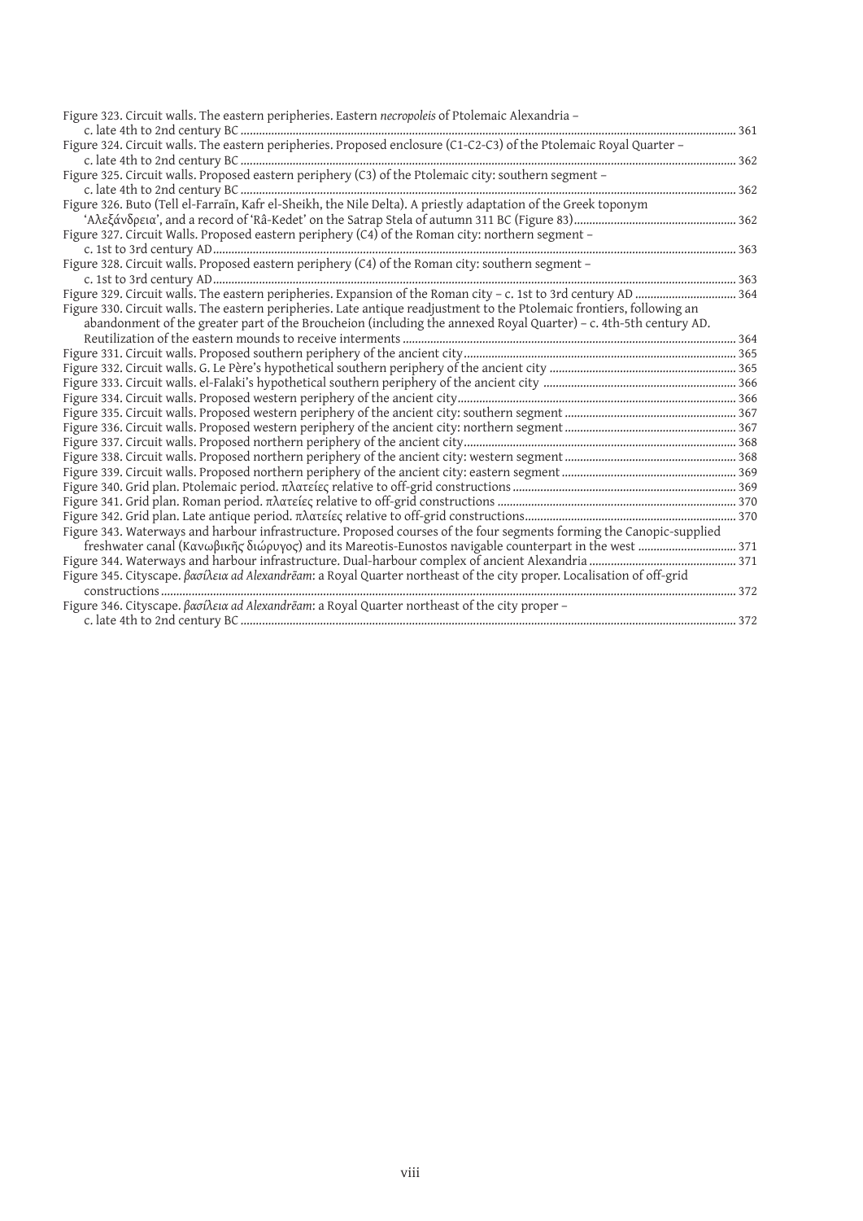Figure 323. Circuit walls. The eastern peripheries. Eastern *necropoleis* of Ptolemaic Alexandria – c. late 4th to 2nd century BC ..... 361

Figure 324. Circuit walls. The eastern peripheries. Proposed enclosure (C1-C2-C3) of the Ptolemaic Royal Quarter – c. late 4th to 2nd century BC ..... 362

Figure 325. Circuit walls. Proposed eastern periphery (C3) of the Ptolemaic city: southern segment – c. late 4th to 2nd century BC ..... 362

Figure 326. Buto (Tell el-Farraīn, Kafr el-Sheikh, the Nile Delta). A priestly adaptation of the Greek toponym 'Αλεξάνδρεια', and a record of 'Râ-Kedet' on the Satrap Stela of autumn 311 BC (Figure 83) ..... 362

Figure 327. Circuit Walls. Proposed eastern periphery (C4) of the Roman city: northern segment – c. 1st to 3rd century AD ..... 363

Figure 328. Circuit walls. Proposed eastern periphery (C4) of the Roman city: southern segment – c. 1st to 3rd century AD ..... 363

Figure 329. Circuit walls. The eastern peripheries. Expansion of the Roman city – c. 1st to 3rd century AD ..... 364

Figure 330. Circuit walls. The eastern peripheries. Late antique readjustment to the Ptolemaic frontiers, following an abandonment of the greater part of the Broucheion (including the annexed Royal Quarter) – c. 4th-5th century AD. Reutilization of the eastern mounds to receive interments ..... 364

Figure 331. Circuit walls. Proposed southern periphery of the ancient city ..... 365

Figure 332. Circuit walls. G. Le Père's hypothetical southern periphery of the ancient city ..... 365

Figure 333. Circuit walls. el-Falaki's hypothetical southern periphery of the ancient city ..... 366

Figure 334. Circuit walls. Proposed western periphery of the ancient city ..... 366

Figure 335. Circuit walls. Proposed western periphery of the ancient city: southern segment ..... 367

Figure 336. Circuit walls. Proposed western periphery of the ancient city: northern segment ..... 367

Figure 337. Circuit walls. Proposed northern periphery of the ancient city ..... 368

Figure 338. Circuit walls. Proposed northern periphery of the ancient city: western segment ..... 368

Figure 339. Circuit walls. Proposed northern periphery of the ancient city: eastern segment ..... 369

Figure 340. Grid plan. Ptolemaic period. πλατείες relative to off-grid constructions ..... 369

Figure 341. Grid plan. Roman period. πλατείες relative to off-grid constructions ..... 370

Figure 342. Grid plan. Late antique period. πλατείες relative to off-grid constructions ..... 370

Figure 343. Waterways and harbour infrastructure. Proposed courses of the four segments forming the Canopic-supplied freshwater canal (Κανωβικῆς διώρυγος) and its Mareotis-Eunostos navigable counterpart in the west ..... 371

Figure 344. Waterways and harbour infrastructure. Dual-harbour complex of ancient Alexandria ..... 371

Figure 345. Cityscape. *βασίλεια ad Alexandrēam*: a Royal Quarter northeast of the city proper. Localisation of off-grid constructions ..... 372

Figure 346. Cityscape. *βασίλεια ad Alexandrēam*: a Royal Quarter northeast of the city proper – c. late 4th to 2nd century BC ..... 372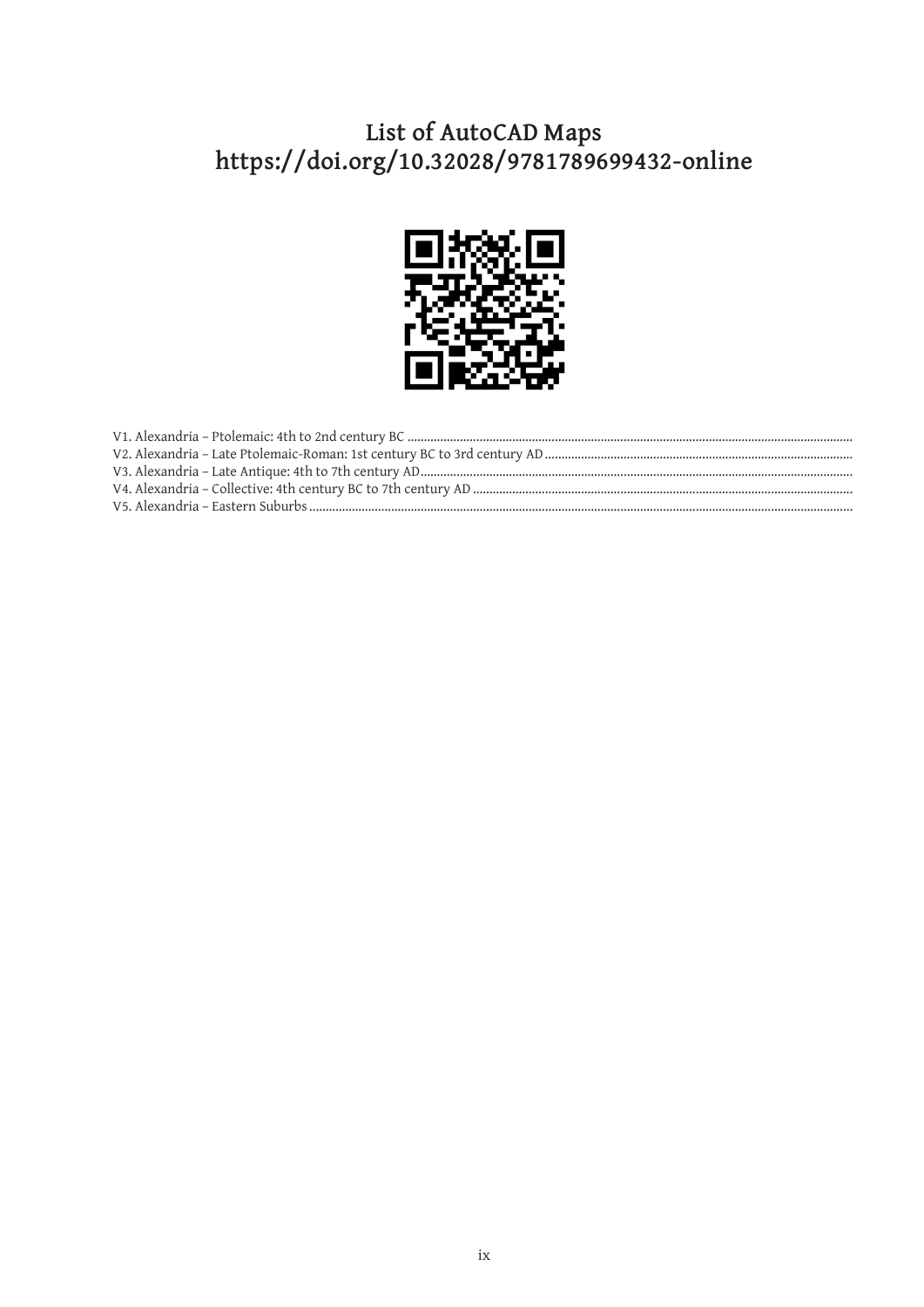# List of AutoCAD Maps
## https://doi.org/10.32028/9781789699432-online

V1. Alexandria – Ptolemaic: 4th to 2nd century BC

V2. Alexandria – Late Ptolemaic-Roman: 1st century BC to 3rd century AD

V3. Alexandria – Late Antique: 4th to 7th century AD

V4. Alexandria – Collective: 4th century BC to 7th century AD

V5. Alexandria – Eastern Suburbs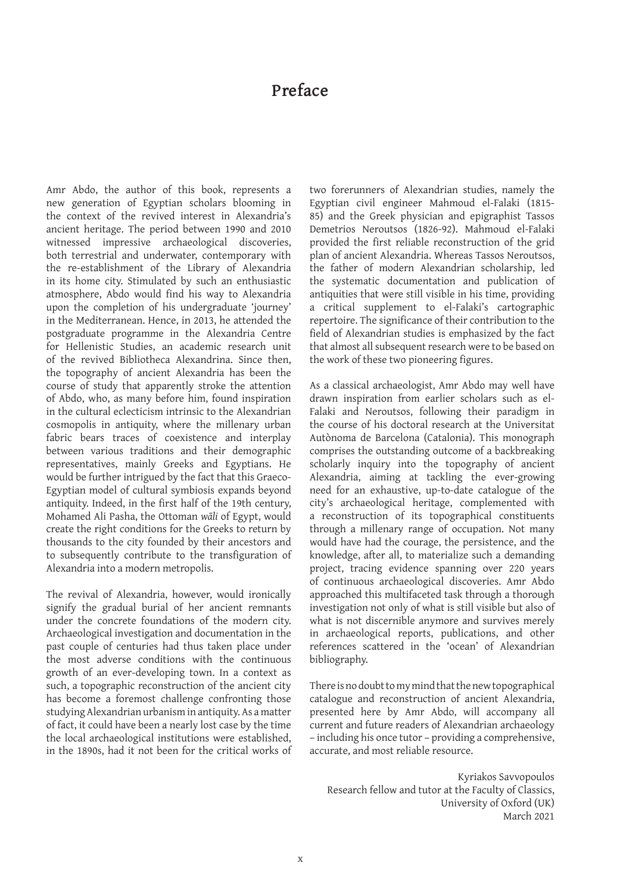# Preface

Amr Abdo, the author of this book, represents a new generation of Egyptian scholars blooming in the context of the revived interest in Alexandria's ancient heritage. The period between 1990 and 2010 witnessed impressive archaeological discoveries, both terrestrial and underwater, contemporary with the re-establishment of the Library of Alexandria in its home city. Stimulated by such an enthusiastic atmosphere, Abdo would find his way to Alexandria upon the completion of his undergraduate 'journey' in the Mediterranean. Hence, in 2013, he attended the postgraduate programme in the Alexandria Centre for Hellenistic Studies, an academic research unit of the revived Bibliotheca Alexandrina. Since then, the topography of ancient Alexandria has been the course of study that apparently stroke the attention of Abdo, who, as many before him, found inspiration in the cultural eclecticism intrinsic to the Alexandrian cosmopolis in antiquity, where the millenary urban fabric bears traces of coexistence and interplay between various traditions and their demographic representatives, mainly Greeks and Egyptians. He would be further intrigued by the fact that this Graeco-Egyptian model of cultural symbiosis expands beyond antiquity. Indeed, in the first half of the 19th century, Mohamed Ali Pasha, the Ottoman *wāli* of Egypt, would create the right conditions for the Greeks to return by thousands to the city founded by their ancestors and to subsequently contribute to the transfiguration of Alexandria into a modern metropolis.

The revival of Alexandria, however, would ironically signify the gradual burial of her ancient remnants under the concrete foundations of the modern city. Archaeological investigation and documentation in the past couple of centuries had thus taken place under the most adverse conditions with the continuous growth of an ever-developing town. In a context as such, a topographic reconstruction of the ancient city has become a foremost challenge confronting those studying Alexandrian urbanism in antiquity. As a matter of fact, it could have been a nearly lost case by the time the local archaeological institutions were established, in the 1890s, had it not been for the critical works of two forerunners of Alexandrian studies, namely the Egyptian civil engineer Mahmoud el-Falaki (1815-85) and the Greek physician and epigraphist Tassos Demetrios Neroutsos (1826-92). Mahmoud el-Falaki provided the first reliable reconstruction of the grid plan of ancient Alexandria. Whereas Tassos Neroutsos, the father of modern Alexandrian scholarship, led the systematic documentation and publication of antiquities that were still visible in his time, providing a critical supplement to el-Falaki's cartographic repertoire. The significance of their contribution to the field of Alexandrian studies is emphasized by the fact that almost all subsequent research were to be based on the work of these two pioneering figures.

As a classical archaeologist, Amr Abdo may well have drawn inspiration from earlier scholars such as el-Falaki and Neroutsos, following their paradigm in the course of his doctoral research at the Universitat Autònoma de Barcelona (Catalonia). This monograph comprises the outstanding outcome of a backbreaking scholarly inquiry into the topography of ancient Alexandria, aiming at tackling the ever-growing need for an exhaustive, up-to-date catalogue of the city's archaeological heritage, complemented with a reconstruction of its topographical constituents through a millenary range of occupation. Not many would have had the courage, the persistence, and the knowledge, after all, to materialize such a demanding project, tracing evidence spanning over 220 years of continuous archaeological discoveries. Amr Abdo approached this multifaceted task through a thorough investigation not only of what is still visible but also of what is not discernible anymore and survives merely in archaeological reports, publications, and other references scattered in the 'ocean' of Alexandrian bibliography.

There is no doubt to my mind that the new topographical catalogue and reconstruction of ancient Alexandria, presented here by Amr Abdo, will accompany all current and future readers of Alexandrian archaeology – including his once tutor – providing a comprehensive, accurate, and most reliable resource.

Kyriakos Savvopoulos
Research fellow and tutor at the Faculty of Classics,
University of Oxford (UK)
March 2021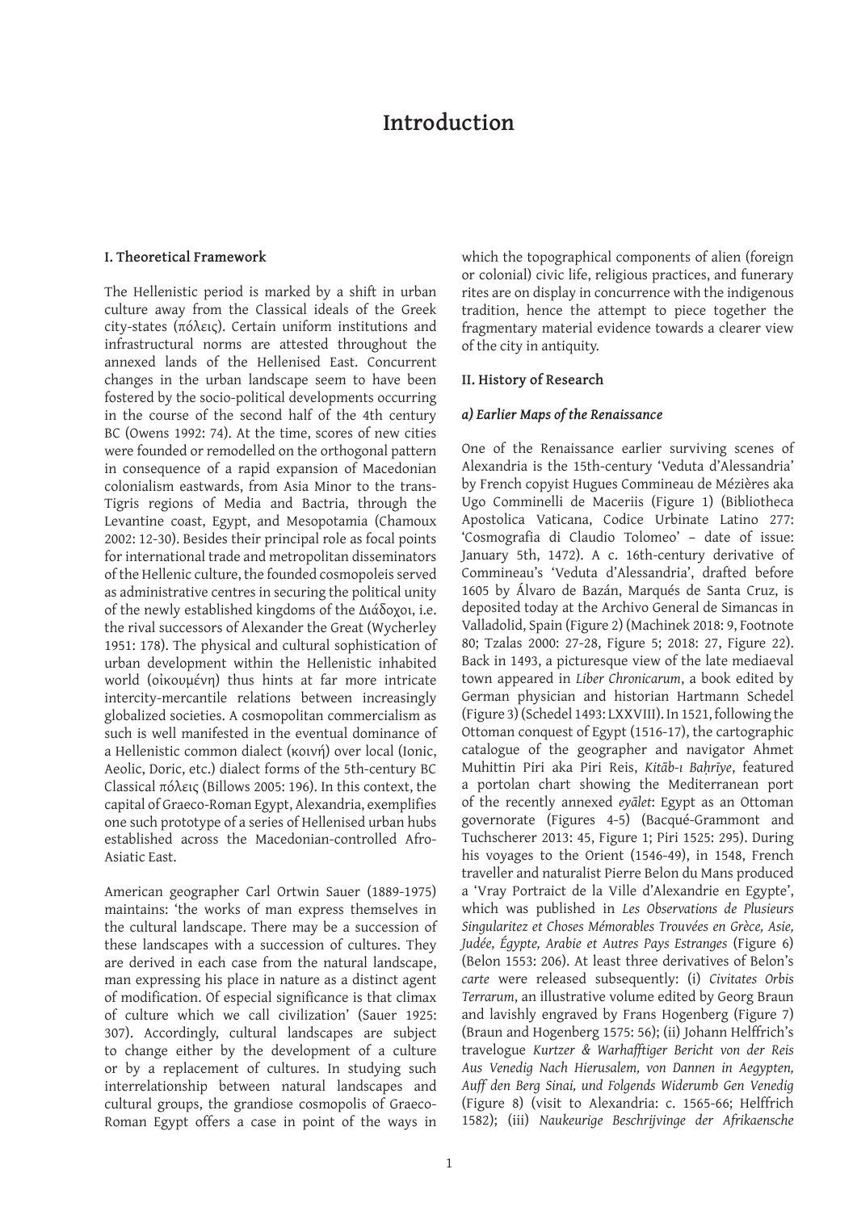# Introduction

### I. Theoretical Framework

The Hellenistic period is marked by a shift in urban culture away from the Classical ideals of the Greek city-states (πόλεις). Certain uniform institutions and infrastructural norms are attested throughout the annexed lands of the Hellenised East. Concurrent changes in the urban landscape seem to have been fostered by the socio-political developments occurring in the course of the second half of the 4th century BC (Owens 1992: 74). At the time, scores of new cities were founded or remodelled on the orthogonal pattern in consequence of a rapid expansion of Macedonian colonialism eastwards, from Asia Minor to the trans-Tigris regions of Media and Bactria, through the Levantine coast, Egypt, and Mesopotamia (Chamoux 2002: 12-30). Besides their principal role as focal points for international trade and metropolitan disseminators of the Hellenic culture, the founded cosmopoleis served as administrative centres in securing the political unity of the newly established kingdoms of the Διάδοχοι, i.e. the rival successors of Alexander the Great (Wycherley 1951: 178). The physical and cultural sophistication of urban development within the Hellenistic inhabited world (οἰκουμένη) thus hints at far more intricate intercity-mercantile relations between increasingly globalized societies. A cosmopolitan commercialism as such is well manifested in the eventual dominance of a Hellenistic common dialect (κοινή) over local (Ionic, Aeolic, Doric, etc.) dialect forms of the 5th-century BC Classical πόλεις (Billows 2005: 196). In this context, the capital of Graeco-Roman Egypt, Alexandria, exemplifies one such prototype of a series of Hellenised urban hubs established across the Macedonian-controlled Afro-Asiatic East.

American geographer Carl Ortwin Sauer (1889-1975) maintains: 'the works of man express themselves in the cultural landscape. There may be a succession of these landscapes with a succession of cultures. They are derived in each case from the natural landscape, man expressing his place in nature as a distinct agent of modification. Of especial significance is that climax of culture which we call civilization' (Sauer 1925: 307). Accordingly, cultural landscapes are subject to change either by the development of a culture or by a replacement of cultures. In studying such interrelationship between natural landscapes and cultural groups, the grandiose cosmopolis of Graeco-Roman Egypt offers a case in point of the ways in which the topographical components of alien (foreign or colonial) civic life, religious practices, and funerary rites are on display in concurrence with the indigenous tradition, hence the attempt to piece together the fragmentary material evidence towards a clearer view of the city in antiquity.

### II. History of Research

#### *a) Earlier Maps of the Renaissance*

One of the Renaissance earlier surviving scenes of Alexandria is the 15th-century 'Veduta d'Alessandria' by French copyist Hugues Commineau de Mézières aka Ugo Comminelli de Maceriis (Figure 1) (Bibliotheca Apostolica Vaticana, Codice Urbinate Latino 277: 'Cosmografia di Claudio Tolomeo' – date of issue: January 5th, 1472). A c. 16th-century derivative of Commineau's 'Veduta d'Alessandria', drafted before 1605 by Álvaro de Bazán, Marqués de Santa Cruz, is deposited today at the Archivo General de Simancas in Valladolid, Spain (Figure 2) (Machinek 2018: 9, Footnote 80; Tzalas 2000: 27-28, Figure 5; 2018: 27, Figure 22). Back in 1493, a picturesque view of the late mediaeval town appeared in *Liber Chronicarum*, a book edited by German physician and historian Hartmann Schedel (Figure 3) (Schedel 1493: LXXVIII). In 1521, following the Ottoman conquest of Egypt (1516-17), the cartographic catalogue of the geographer and navigator Ahmet Muhittin Piri aka Piri Reis, *Kitāb-ı Baḥrīye*, featured a portolan chart showing the Mediterranean port of the recently annexed *eyālet*: Egypt as an Ottoman governorate (Figures 4-5) (Bacqué-Grammont and Tuchscherer 2013: 45, Figure 1; Piri 1525: 295). During his voyages to the Orient (1546-49), in 1548, French traveller and naturalist Pierre Belon du Mans produced a 'Vray Portraict de la Ville d'Alexandrie en Egypte', which was published in *Les Observations de Plusieurs Singularitez et Choses Mémorables Trouvées en Grèce, Asie, Judée, Égypte, Arabie et Autres Pays Estranges* (Figure 6) (Belon 1553: 206). At least three derivatives of Belon's *carte* were released subsequently: (i) *Civitates Orbis Terrarum*, an illustrative volume edited by Georg Braun and lavishly engraved by Frans Hogenberg (Figure 7) (Braun and Hogenberg 1575: 56); (ii) Johann Helffrich's travelogue *Kurtzer & Warhafftiger Bericht von der Reis Aus Venedig Nach Hierusalem, von Dannen in Aegypten, Auff den Berg Sinai, und Folgends Widerumb Gen Venedig* (Figure 8) (visit to Alexandria: c. 1565-66; Helffrich 1582); (iii) *Naukeurige Beschrijvinge der Afrikaensche*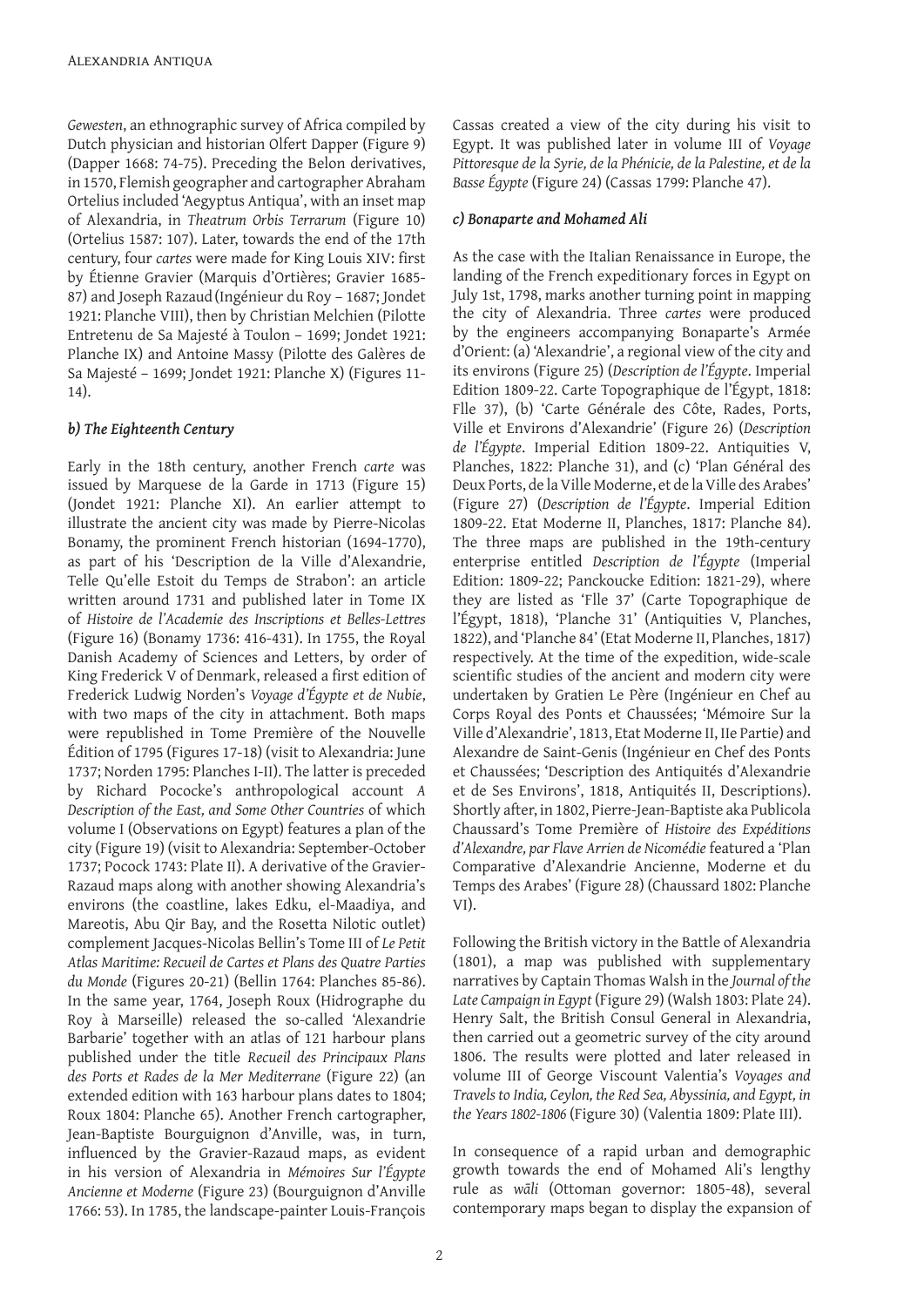*Gewesten*, an ethnographic survey of Africa compiled by Dutch physician and historian Olfert Dapper (Figure 9) (Dapper 1668: 74-75). Preceding the Belon derivatives, in 1570, Flemish geographer and cartographer Abraham Ortelius included 'Aegyptus Antiqua', with an inset map of Alexandria, in *Theatrum Orbis Terrarum* (Figure 10) (Ortelius 1587: 107). Later, towards the end of the 17th century, four *cartes* were made for King Louis XIV: first by Étienne Gravier (Marquis d'Ortières; Gravier 1685-87) and Joseph Razaud (Ingénieur du Roy – 1687; Jondet 1921: Planche VIII), then by Christian Melchien (Pilotte Entretenu de Sa Majesté à Toulon – 1699; Jondet 1921: Planche IX) and Antoine Massy (Pilotte des Galères de Sa Majesté – 1699; Jondet 1921: Planche X) (Figures 11-14).

### *b) The Eighteenth Century*

Early in the 18th century, another French *carte* was issued by Marquese de la Garde in 1713 (Figure 15) (Jondet 1921: Planche XI). An earlier attempt to illustrate the ancient city was made by Pierre-Nicolas Bonamy, the prominent French historian (1694-1770), as part of his 'Description de la Ville d'Alexandrie, Telle Qu'elle Estoit du Temps de Strabon': an article written around 1731 and published later in Tome IX of *Histoire de l'Academie des Inscriptions et Belles-Lettres* (Figure 16) (Bonamy 1736: 416-431). In 1755, the Royal Danish Academy of Sciences and Letters, by order of King Frederick V of Denmark, released a first edition of Frederick Ludwig Norden's *Voyage d'Égypte et de Nubie*, with two maps of the city in attachment. Both maps were republished in Tome Première of the Nouvelle Édition of 1795 (Figures 17-18) (visit to Alexandria: June 1737; Norden 1795: Planches I-II). The latter is preceded by Richard Pococke's anthropological account *A Description of the East, and Some Other Countries* of which volume I (Observations on Egypt) features a plan of the city (Figure 19) (visit to Alexandria: September-October 1737; Pocock 1743: Plate II). A derivative of the Gravier-Razaud maps along with another showing Alexandria's environs (the coastline, lakes Edku, el-Maadiya, and Mareotis, Abu Qir Bay, and the Rosetta Nilotic outlet) complement Jacques-Nicolas Bellin's Tome III of *Le Petit Atlas Maritime: Recueil de Cartes et Plans des Quatre Parties du Monde* (Figures 20-21) (Bellin 1764: Planches 85-86). In the same year, 1764, Joseph Roux (Hidrographe du Roy à Marseille) released the so-called 'Alexandrie Barbarie' together with an atlas of 121 harbour plans published under the title *Recueil des Principaux Plans des Ports et Rades de la Mer Mediterranée* (Figure 22) (an extended edition with 163 harbour plans dates to 1804; Roux 1804: Planche 65). Another French cartographer, Jean-Baptiste Bourguignon d'Anville, was, in turn, influenced by the Gravier-Razaud maps, as evident in his version of Alexandria in *Mémoires Sur l'Égypte Ancienne et Moderne* (Figure 23) (Bourguignon d'Anville 1766: 53). In 1785, the landscape-painter Louis-François Cassas created a view of the city during his visit to Egypt. It was published later in volume III of *Voyage Pittoresque de la Syrie, de la Phénicie, de la Palestine, et de la Basse Égypte* (Figure 24) (Cassas 1799: Planche 47).

### *c) Bonaparte and Mohamed Ali*

As the case with the Italian Renaissance in Europe, the landing of the French expeditionary forces in Egypt on July 1st, 1798, marks another turning point in mapping the city of Alexandria. Three *cartes* were produced by the engineers accompanying Bonaparte's Armée d'Orient: (a) 'Alexandrie', a regional view of the city and its environs (Figure 25) (*Description de l'Égypte*. Imperial Edition 1809-22. Carte Topographique de l'Égypt, 1818: Flle 37), (b) 'Carte Générale des Côte, Rades, Ports, Ville et Environs d'Alexandrie' (Figure 26) (*Description de l'Égypte*. Imperial Edition 1809-22. Antiquities V, Planches, 1822: Planche 31), and (c) 'Plan Général des Deux Ports, de la Ville Moderne, et de la Ville des Arabes' (Figure 27) (*Description de l'Égypte*. Imperial Edition 1809-22. Etat Moderne II, Planches, 1817: Planche 84). The three maps are published in the 19th-century enterprise entitled *Description de l'Égypte* (Imperial Edition: 1809-22; Panckoucke Edition: 1821-29), where they are listed as 'Flle 37' (Carte Topographique de l'Égypt, 1818), 'Planche 31' (Antiquities V, Planches, 1822), and 'Planche 84' (Etat Moderne II, Planches, 1817) respectively. At the time of the expedition, wide-scale scientific studies of the ancient and modern city were undertaken by Gratien Le Père (Ingénieur en Chef au Corps Royal des Ponts et Chaussées; 'Mémoire Sur la Ville d'Alexandrie', 1813, Etat Moderne II, IIe Partie) and Alexandre de Saint-Genis (Ingénieur en Chef des Ponts et Chaussées; 'Description des Antiquités d'Alexandrie et de Ses Environs', 1818, Antiquités II, Descriptions). Shortly after, in 1802, Pierre-Jean-Baptiste aka Publicola Chaussard's Tome Première of *Histoire des Expéditions d'Alexandre, par Flave Arrien de Nicomédie* featured a 'Plan Comparative d'Alexandrie Ancienne, Moderne et du Temps des Arabes' (Figure 28) (Chaussard 1802: Planche VI).

Following the British victory in the Battle of Alexandria (1801), a map was published with supplementary narratives by Captain Thomas Walsh in the *Journal of the Late Campaign in Egypt* (Figure 29) (Walsh 1803: Plate 24). Henry Salt, the British Consul General in Alexandria, then carried out a geometric survey of the city around 1806. The results were plotted and later released in volume III of George Viscount Valentia's *Voyages and Travels to India, Ceylon, the Red Sea, Abyssinia, and Egypt, in the Years 1802-1806* (Figure 30) (Valentia 1809: Plate III).

In consequence of a rapid urban and demographic growth towards the end of Mohamed Ali's lengthy rule as *wālī* (Ottoman governor: 1805-48), several contemporary maps began to display the expansion of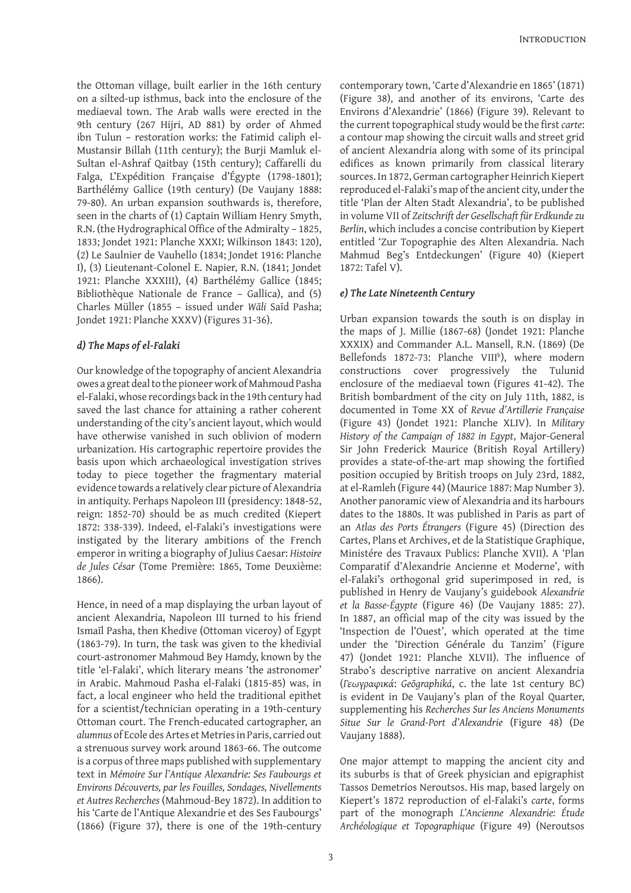the Ottoman village, built earlier in the 16th century on a silted-up isthmus, back into the enclosure of the mediaeval town. The Arab walls were erected in the 9th century (267 Hijri, AD 881) by order of Ahmed ibn Tulun – restoration works: the Fatimid caliph el-Mustansir Billah (11th century); the Burji Mamluk el-Sultan el-Ashraf Qaitbay (15th century); Caffarelli du Falga, L'Expédition Française d'Égypte (1798-1801); Barthélémy Gallice (19th century) (De Vaujany 1888: 79-80). An urban expansion southwards is, therefore, seen in the charts of (1) Captain William Henry Smyth, R.N. (the Hydrographical Office of the Admiralty – 1825, 1833; Jondet 1921: Planche XXXI; Wilkinson 1843: 120), (2) Le Saulnier de Vauhello (1834; Jondet 1916: Planche I), (3) Lieutenant-Colonel E. Napier, R.N. (1841; Jondet 1921: Planche XXXIII), (4) Barthélémy Gallice (1845; Bibliothèque Nationale de France – Gallica), and (5) Charles Müller (1855 – issued under *Wāli* Saīd Pasha; Jondet 1921: Planche XXXV) (Figures 31-36).

### *d) The Maps of el-Falaki*

Our knowledge of the topography of ancient Alexandria owes a great deal to the pioneer work of Mahmoud Pasha el-Falaki, whose recordings back in the 19th century had saved the last chance for attaining a rather coherent understanding of the city's ancient layout, which would have otherwise vanished in such oblivion of modern urbanization. His cartographic repertoire provides the basis upon which archaeological investigation strives today to piece together the fragmentary material evidence towards a relatively clear picture of Alexandria in antiquity. Perhaps Napoleon III (presidency: 1848-52, reign: 1852-70) should be as much credited (Kiepert 1872: 338-339). Indeed, el-Falaki's investigations were instigated by the literary ambitions of the French emperor in writing a biography of Julius Caesar: *Histoire de Jules César* (Tome Première: 1865, Tome Deuxième: 1866).

Hence, in need of a map displaying the urban layout of ancient Alexandria, Napoleon III turned to his friend Ismaīl Pasha, then Khedive (Ottoman viceroy) of Egypt (1863-79). In turn, the task was given to the khedivial court-astronomer Mahmoud Bey Hamdy, known by the title 'el-Falaki', which literary means 'the astronomer' in Arabic. Mahmoud Pasha el-Falaki (1815-85) was, in fact, a local engineer who held the traditional epithet for a scientist/technician operating in a 19th-century Ottoman court. The French-educated cartographer, an *alumnus* of Ecole des Artes et Metries in Paris, carried out a strenuous survey work around 1863-66. The outcome is a corpus of three maps published with supplementary text in *Mémoire Sur l'Antique Alexandrie: Ses Faubourgs et Environs Découverts, par les Fouilles, Sondages, Nivellements et Autres Recherches* (Mahmoud-Bey 1872). In addition to his 'Carte de l'Antique Alexandrie et des Ses Faubourgs' (1866) (Figure 37), there is one of the 19th-century contemporary town, 'Carte d'Alexandrie en 1865' (1871) (Figure 38), and another of its environs, 'Carte des Environs d'Alexandrie' (1866) (Figure 39). Relevant to the current topographical study would be the first *carte*: a contour map showing the circuit walls and street grid of ancient Alexandria along with some of its principal edifices as known primarily from classical literary sources. In 1872, German cartographer Heinrich Kiepert reproduced el-Falaki's map of the ancient city, under the title 'Plan der Alten Stadt Alexandria', to be published in volume VII of *Zeitschrift der Gesellschaft für Erdkunde zu Berlin*, which includes a concise contribution by Kiepert entitled 'Zur Topographie des Alten Alexandria. Nach Mahmud Beg's Entdeckungen' (Figure 40) (Kiepert 1872: Tafel V).

### *e) The Late Nineteenth Century*

Urban expansion towards the south is on display in the maps of J. Millie (1867-68) (Jondet 1921: Planche XXXIX) and Commander A.L. Mansell, R.N. (1869) (De Bellefonds 1872-73: Planche VIII[b]), where modern constructions cover progressively the Tulunid enclosure of the mediaeval town (Figures 41-42). The British bombardment of the city on July 11th, 1882, is documented in Tome XX of *Revue d'Artillerie Française* (Figure 43) (Jondet 1921: Planche XLIV). In *Military History of the Campaign of 1882 in Egypt*, Major-General Sir John Frederick Maurice (British Royal Artillery) provides a state-of-the-art map showing the fortified position occupied by British troops on July 23rd, 1882, at el-Ramleh (Figure 44) (Maurice 1887: Map Number 3). Another panoramic view of Alexandria and its harbours dates to the 1880s. It was published in Paris as part of an *Atlas des Ports Étrangers* (Figure 45) (Direction des Cartes, Plans et Archives, et de la Statistique Graphique, Ministére des Travaux Publics: Planche XVII). A 'Plan Comparatif d'Alexandrie Ancienne et Moderne', with el-Falaki's orthogonal grid superimposed in red, is published in Henry de Vaujany's guidebook *Alexandrie et la Basse-Égypte* (Figure 46) (De Vaujany 1885: 27). In 1887, an official map of the city was issued by the 'Inspection de l'Ouest', which operated at the time under the 'Direction Générale du Tanzim' (Figure 47) (Jondet 1921: Planche XLVII). The influence of Strabo's descriptive narrative on ancient Alexandria (*Γεωγραφικά*: *Geōgraphiká*, c. the late 1st century BC) is evident in De Vaujany's plan of the Royal Quarter, supplementing his *Recherches Sur les Anciens Monuments Situe Sur le Grand-Port d'Alexandrie* (Figure 48) (De Vaujany 1888).

One major attempt to mapping the ancient city and its suburbs is that of Greek physician and epigraphist Tassos Demetrios Neroutsos. His map, based largely on Kiepert's 1872 reproduction of el-Falaki's *carte*, forms part of the monograph *L'Ancienne Alexandrie: Étude Archéologique et Topographique* (Figure 49) (Neroutsos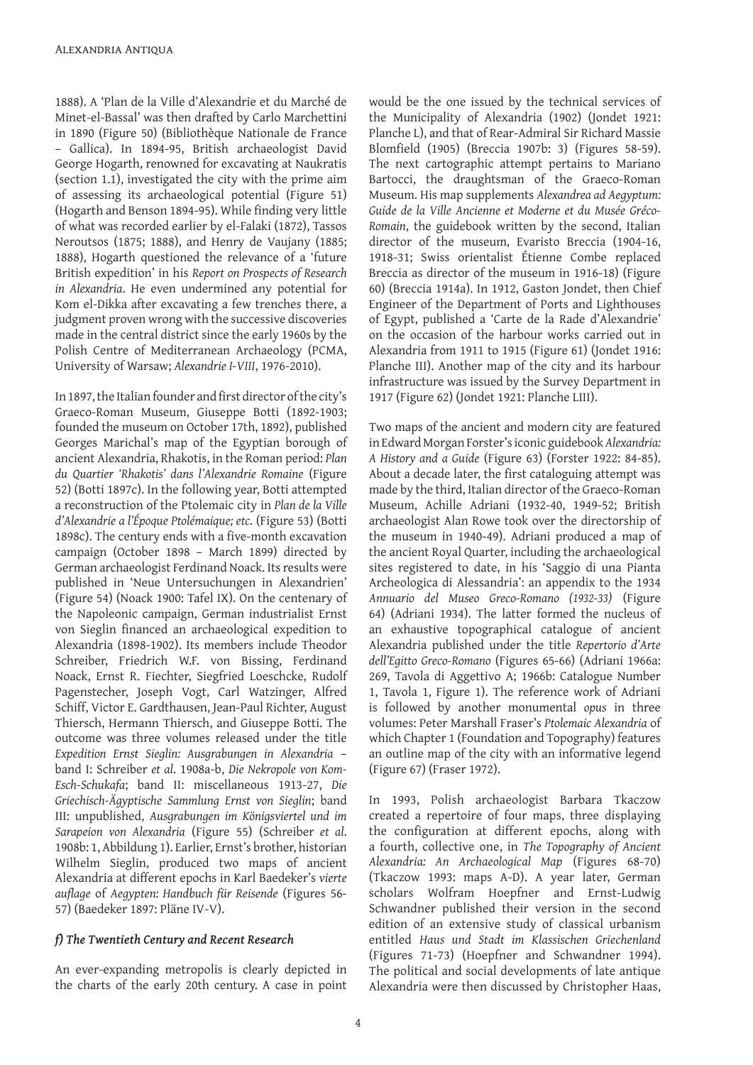1888). A 'Plan de la Ville d'Alexandrie et du Marché de Minet-el-Bassal' was then drafted by Carlo Marchettini in 1890 (Figure 50) (Bibliothèque Nationale de France – Gallica). In 1894-95, British archaeologist David George Hogarth, renowned for excavating at Naukratis (section 1.1), investigated the city with the prime aim of assessing its archaeological potential (Figure 51) (Hogarth and Benson 1894-95). While finding very little of what was recorded earlier by el-Falaki (1872), Tassos Neroutsos (1875; 1888), and Henry de Vaujany (1885; 1888), Hogarth questioned the relevance of a 'future British expedition' in his *Report on Prospects of Research in Alexandria*. He even undermined any potential for Kom el-Dikka after excavating a few trenches there, a judgment proven wrong with the successive discoveries made in the central district since the early 1960s by the Polish Centre of Mediterranean Archaeology (PCMA, University of Warsaw; *Alexandrie I-VIII*, 1976-2010).

In 1897, the Italian founder and first director of the city's Graeco-Roman Museum, Giuseppe Botti (1892-1903; founded the museum on October 17th, 1892), published Georges Marichal's map of the Egyptian borough of ancient Alexandria, Rhakotis, in the Roman period: *Plan du Quartier 'Rhakotis' dans l'Alexandrie Romaine* (Figure 52) (Botti 1897c). In the following year, Botti attempted a reconstruction of the Ptolemaic city in *Plan de la Ville d'Alexandrie a l'Époque Ptolémaique; etc.* (Figure 53) (Botti 1898c). The century ends with a five-month excavation campaign (October 1898 – March 1899) directed by German archaeologist Ferdinand Noack. Its results were published in 'Neue Untersuchungen in Alexandrien' (Figure 54) (Noack 1900: Tafel IX). On the centenary of the Napoleonic campaign, German industrialist Ernst von Sieglin financed an archaeological expedition to Alexandria (1898-1902). Its members include Theodor Schreiber, Friedrich W.F. von Bissing, Ferdinand Noack, Ernst R. Fiechter, Siegfried Loeschcke, Rudolf Pagenstecher, Joseph Vogt, Carl Watzinger, Alfred Schiff, Victor E. Gardthausen, Jean-Paul Richter, August Thiersch, Hermann Thiersch, and Giuseppe Botti. The outcome was three volumes released under the title *Expedition Ernst Sieglin: Ausgrabungen in Alexandria* – band I: Schreiber *et al*. 1908a-b, *Die Nekropole von Kom-Esch-Schukafa*; band II: miscellaneous 1913-27, *Die Griechisch-Ägyptische Sammlung Ernst von Sieglin*; band III: unpublished, *Ausgrabungen im Königsviertel und im Sarapeion von Alexandria* (Figure 55) (Schreiber *et al*. 1908b: 1, Abbildung 1). Earlier, Ernst's brother, historian Wilhelm Sieglin, produced two maps of ancient Alexandria at different epochs in Karl Baedeker's *vierte auflage* of *Aegypten: Handbuch für Reisende* (Figures 56-57) (Baedeker 1897: Pläne IV-V).

### *f) The Twentieth Century and Recent Research*

An ever-expanding metropolis is clearly depicted in the charts of the early 20th century. A case in point would be the one issued by the technical services of the Municipality of Alexandria (1902) (Jondet 1921: Planche L), and that of Rear-Admiral Sir Richard Massie Blomfield (1905) (Breccia 1907b: 3) (Figures 58-59). The next cartographic attempt pertains to Mariano Bartocci, the draughtsman of the Graeco-Roman Museum. His map supplements *Alexandrea ad Aegyptum: Guide de la Ville Ancienne et Moderne et du Musée Gréco-Romain*, the guidebook written by the second, Italian director of the museum, Evaristo Breccia (1904-16, 1918-31; Swiss orientalist Étienne Combe replaced Breccia as director of the museum in 1916-18) (Figure 60) (Breccia 1914a). In 1912, Gaston Jondet, then Chief Engineer of the Department of Ports and Lighthouses of Egypt, published a 'Carte de la Rade d'Alexandrie' on the occasion of the harbour works carried out in Alexandria from 1911 to 1915 (Figure 61) (Jondet 1916: Planche III). Another map of the city and its harbour infrastructure was issued by the Survey Department in 1917 (Figure 62) (Jondet 1921: Planche LIII).

Two maps of the ancient and modern city are featured in Edward Morgan Forster's iconic guidebook *Alexandria: A History and a Guide* (Figure 63) (Forster 1922: 84-85). About a decade later, the first cataloguing attempt was made by the third, Italian director of the Graeco-Roman Museum, Achille Adriani (1932-40, 1949-52; British archaeologist Alan Rowe took over the directorship of the museum in 1940-49). Adriani produced a map of the ancient Royal Quarter, including the archaeological sites registered to date, in his 'Saggio di una Pianta Archeologica di Alessandria': an appendix to the 1934 *Annuario del Museo Greco-Romano (1932-33)* (Figure 64) (Adriani 1934). The latter formed the nucleus of an exhaustive topographical catalogue of ancient Alexandria published under the title *Repertorio d'Arte dell'Egitto Greco-Romano* (Figures 65-66) (Adriani 1966a: 269, Tavola di Aggettivo A; 1966b: Catalogue Number 1, Tavola 1, Figure 1). The reference work of Adriani is followed by another monumental *opus* in three volumes: Peter Marshall Fraser's *Ptolemaic Alexandria* of which Chapter 1 (Foundation and Topography) features an outline map of the city with an informative legend (Figure 67) (Fraser 1972).

In 1993, Polish archaeologist Barbara Tkaczow created a repertoire of four maps, three displaying the configuration at different epochs, along with a fourth, collective one, in *The Topography of Ancient Alexandria: An Archaeological Map* (Figures 68-70) (Tkaczow 1993: maps A-D). A year later, German scholars Wolfram Hoepfner and Ernst-Ludwig Schwandner published their version in the second edition of an extensive study of classical urbanism entitled *Haus und Stadt im Klassischen Griechenland* (Figures 71-73) (Hoepfner and Schwandner 1994). The political and social developments of late antique Alexandria were then discussed by Christopher Haas,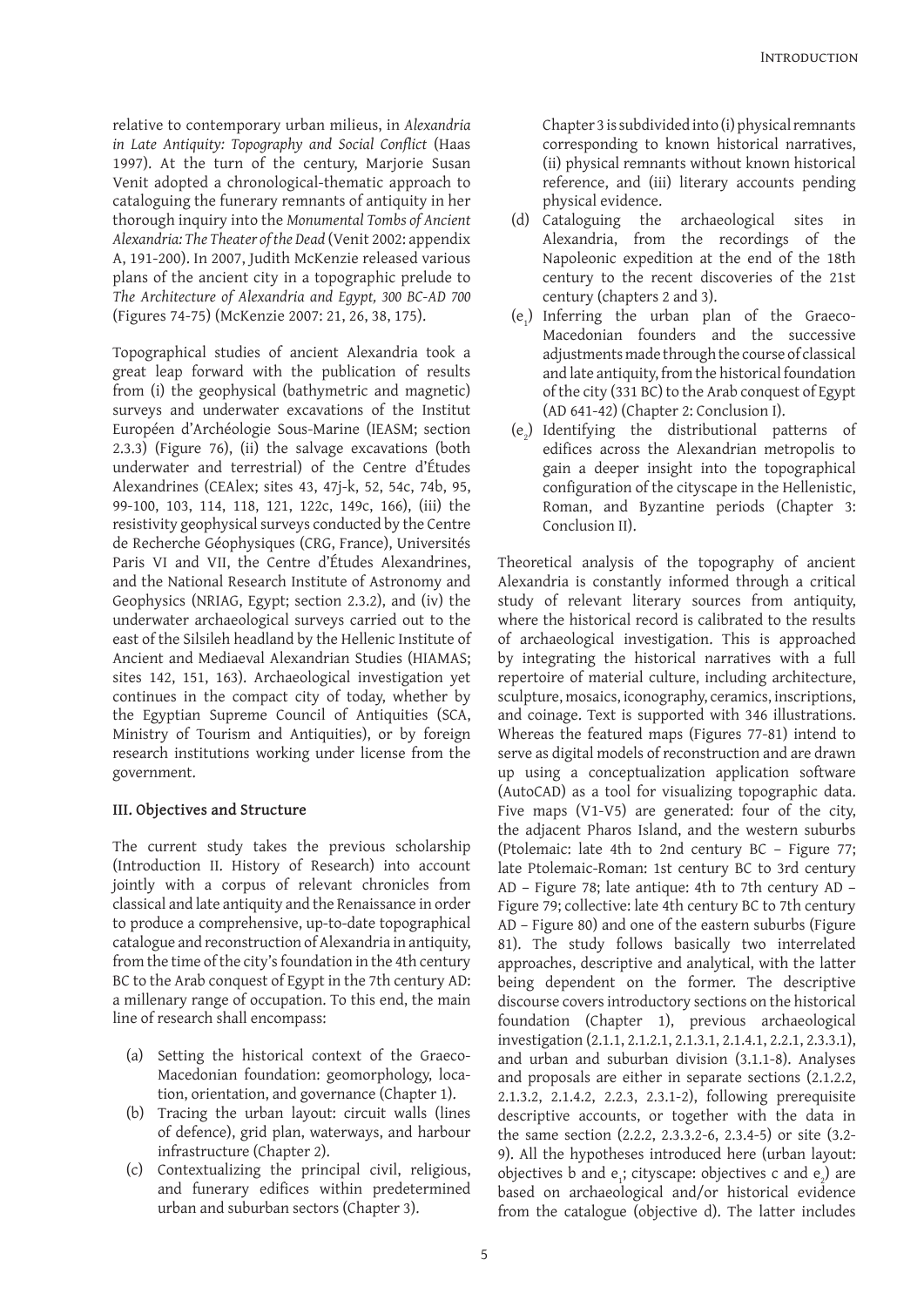relative to contemporary urban milieus, in *Alexandria in Late Antiquity: Topography and Social Conflict* (Haas 1997). At the turn of the century, Marjorie Susan Venit adopted a chronological-thematic approach to cataloguing the funerary remnants of antiquity in her thorough inquiry into the *Monumental Tombs of Ancient Alexandria: The Theater of the Dead* (Venit 2002: appendix A, 191-200). In 2007, Judith McKenzie released various plans of the ancient city in a topographic prelude to *The Architecture of Alexandria and Egypt, 300 BC-AD 700* (Figures 74-75) (McKenzie 2007: 21, 26, 38, 175).

Topographical studies of ancient Alexandria took a great leap forward with the publication of results from (i) the geophysical (bathymetric and magnetic) surveys and underwater excavations of the Institut Européen d'Archéologie Sous-Marine (IEASM; section 2.3.3) (Figure 76), (ii) the salvage excavations (both underwater and terrestrial) of the Centre d'Études Alexandrines (CEAlex; sites 43, 47j-k, 52, 54c, 74b, 95, 99-100, 103, 114, 118, 121, 122c, 149c, 166), (iii) the resistivity geophysical surveys conducted by the Centre de Recherche Géophysiques (CRG, France), Universités Paris VI and VII, the Centre d'Études Alexandrines, and the National Research Institute of Astronomy and Geophysics (NRIAG, Egypt; section 2.3.2), and (iv) the underwater archaeological surveys carried out to the east of the Silsileh headland by the Hellenic Institute of Ancient and Mediaeval Alexandrian Studies (HIAMAS; sites 142, 151, 163). Archaeological investigation yet continues in the compact city of today, whether by the Egyptian Supreme Council of Antiquities (SCA, Ministry of Tourism and Antiquities), or by foreign research institutions working under license from the government.

### III. Objectives and Structure

The current study takes the previous scholarship (Introduction II. History of Research) into account jointly with a corpus of relevant chronicles from classical and late antiquity and the Renaissance in order to produce a comprehensive, up-to-date topographical catalogue and reconstruction of Alexandria in antiquity, from the time of the city's foundation in the 4th century BC to the Arab conquest of Egypt in the 7th century AD: a millenary range of occupation. To this end, the main line of research shall encompass:

- (a) Setting the historical context of the Graeco-Macedonian foundation: geomorphology, location, orientation, and governance (Chapter 1).
- (b) Tracing the urban layout: circuit walls (lines of defence), grid plan, waterways, and harbour infrastructure (Chapter 2).
- (c) Contextualizing the principal civil, religious, and funerary edifices within predetermined urban and suburban sectors (Chapter 3).

  Chapter 3 is subdivided into (i) physical remnants corresponding to known historical narratives, (ii) physical remnants without known historical reference, and (iii) literary accounts pending physical evidence.
- (d) Cataloguing the archaeological sites in Alexandria, from the recordings of the Napoleonic expedition at the end of the 18th century to the recent discoveries of the 21st century (chapters 2 and 3).
- ($e_1$) Inferring the urban plan of the Graeco-Macedonian founders and the successive adjustments made through the course of classical and late antiquity, from the historical foundation of the city (331 BC) to the Arab conquest of Egypt (AD 641-42) (Chapter 2: Conclusion I).
- ($e_2$) Identifying the distributional patterns of edifices across the Alexandrian metropolis to gain a deeper insight into the topographical configuration of the cityscape in the Hellenistic, Roman, and Byzantine periods (Chapter 3: Conclusion II).

Theoretical analysis of the topography of ancient Alexandria is constantly informed through a critical study of relevant literary sources from antiquity, where the historical record is calibrated to the results of archaeological investigation. This is approached by integrating the historical narratives with a full repertoire of material culture, including architecture, sculpture, mosaics, iconography, ceramics, inscriptions, and coinage. Text is supported with 346 illustrations. Whereas the featured maps (Figures 77-81) intend to serve as digital models of reconstruction and are drawn up using a conceptualization application software (AutoCAD) as a tool for visualizing topographic data. Five maps (V1-V5) are generated: four of the city, the adjacent Pharos Island, and the western suburbs (Ptolemaic: late 4th to 2nd century BC – Figure 77; late Ptolemaic-Roman: 1st century BC to 3rd century AD – Figure 78; late antique: 4th to 7th century AD – Figure 79; collective: late 4th century BC to 7th century AD – Figure 80) and one of the eastern suburbs (Figure 81). The study follows basically two interrelated approaches, descriptive and analytical, with the latter being dependent on the former. The descriptive discourse covers introductory sections on the historical foundation (Chapter 1), previous archaeological investigation (2.1.1, 2.1.2.1, 2.1.3.1, 2.1.4.1, 2.2.1, 2.3.3.1), and urban and suburban division (3.1.1-8). Analyses and proposals are either in separate sections (2.1.2.2, 2.1.3.2, 2.1.4.2, 2.2.3, 2.3.1-2), following prerequisite descriptive accounts, or together with the data in the same section (2.2.2, 2.3.3.2-6, 2.3.4-5) or site (3.2-9). All the hypotheses introduced here (urban layout: objectives b and $e_1$; cityscape: objectives c and $e_2$) are based on archaeological and/or historical evidence from the catalogue (objective d). The latter includes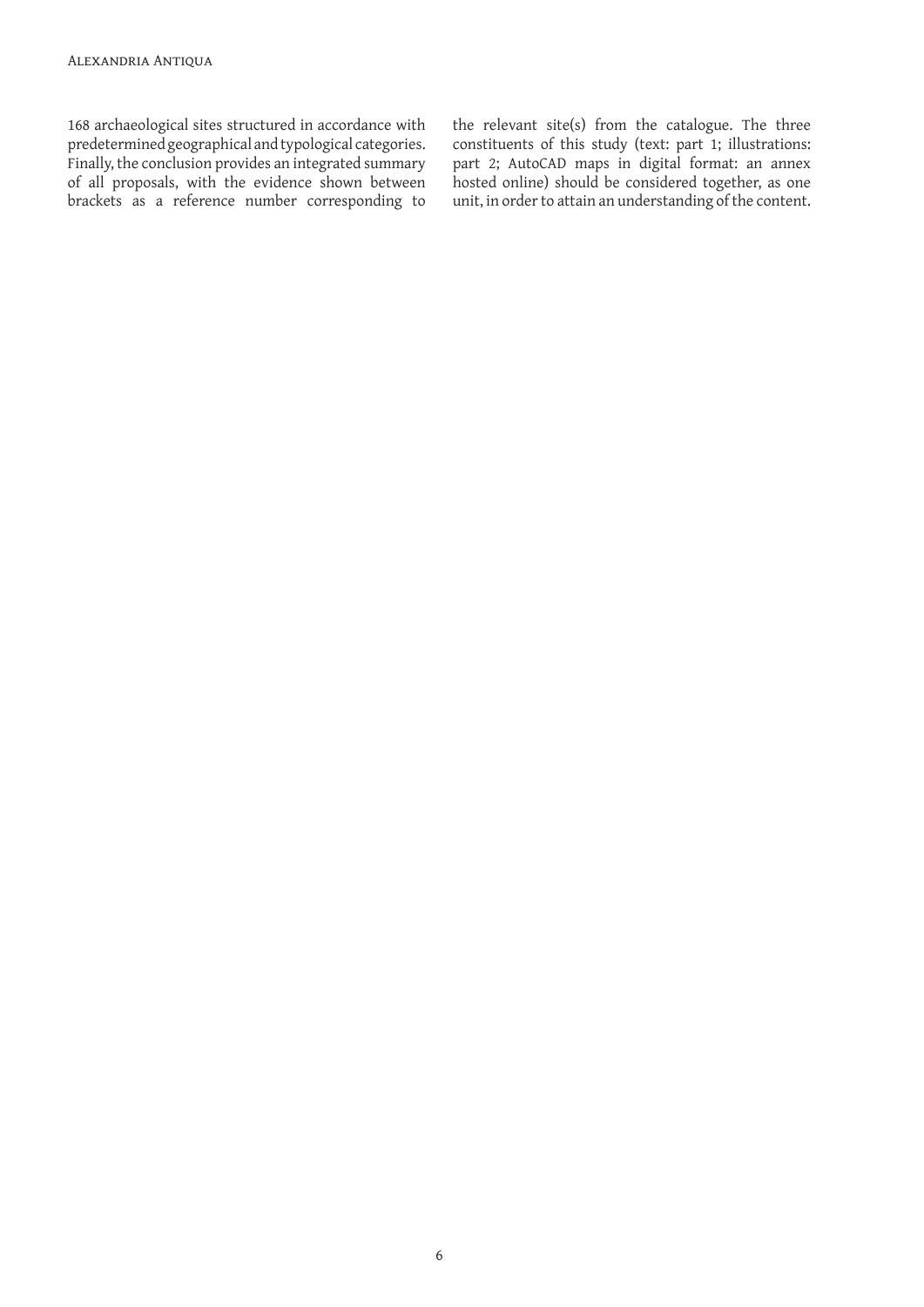168 archaeological sites structured in accordance with predetermined geographical and typological categories. Finally, the conclusion provides an integrated summary of all proposals, with the evidence shown between brackets as a reference number corresponding to the relevant site(s) from the catalogue. The three constituents of this study (text: part 1; illustrations: part 2; AutoCAD maps in digital format: an annex hosted online) should be considered together, as one unit, in order to attain an understanding of the content.